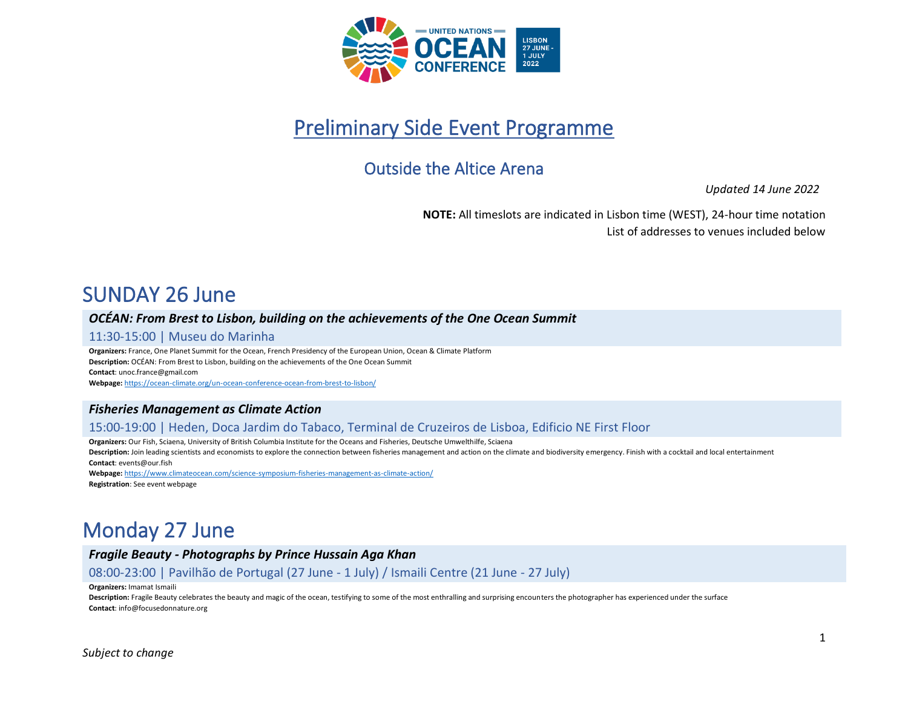# Preliminary Side Event Programme

## Outside the Altice Arena

*Updated 14 June 2022*

**NOTE:** All timeslots are indicated in Lisbon time (WEST), 24-hour time notation
List of addresses to venues included below

## SUNDAY 26 June

### *OCÉAN: From Brest to Lisbon, building on the achievements of the One Ocean Summit*

11:30-15:00 | Museu do Marinha

**Organizers:** France, One Planet Summit for the Ocean, French Presidency of the European Union, Ocean & Climate Platform
**Description:** OCÉAN: From Brest to Lisbon, building on the achievements of the One Ocean Summit
**Contact**: unoc.france@gmail.com
**Webpage:** https://ocean-climate.org/un-ocean-conference-ocean-from-brest-to-lisbon/

### *Fisheries Management as Climate Action*

15:00-19:00 | Heden, Doca Jardim do Tabaco, Terminal de Cruzeiros de Lisboa, Edificio NE First Floor

**Organizers:** Our Fish, Sciaena, University of British Columbia Institute for the Oceans and Fisheries, Deutsche Umwelthilfe, Sciaena
**Description:** Join leading scientists and economists to explore the connection between fisheries management and action on the climate and biodiversity emergency. Finish with a cocktail and local entertainment
**Contact**: events@our.fish
**Webpage:** https://www.climateocean.com/science-symposium-fisheries-management-as-climate-action/
**Registration**: See event webpage

## Monday 27 June

### *Fragile Beauty - Photographs by Prince Hussain Aga Khan*

08:00-23:00 | Pavilhão de Portugal (27 June - 1 July) / Ismaili Centre (21 June - 27 July)

**Organizers:** Imamat Ismaili
**Description:** Fragile Beauty celebrates the beauty and magic of the ocean, testifying to some of the most enthralling and surprising encounters the photographer has experienced under the surface
**Contact**: info@focusedonnature.org

*Subject to change*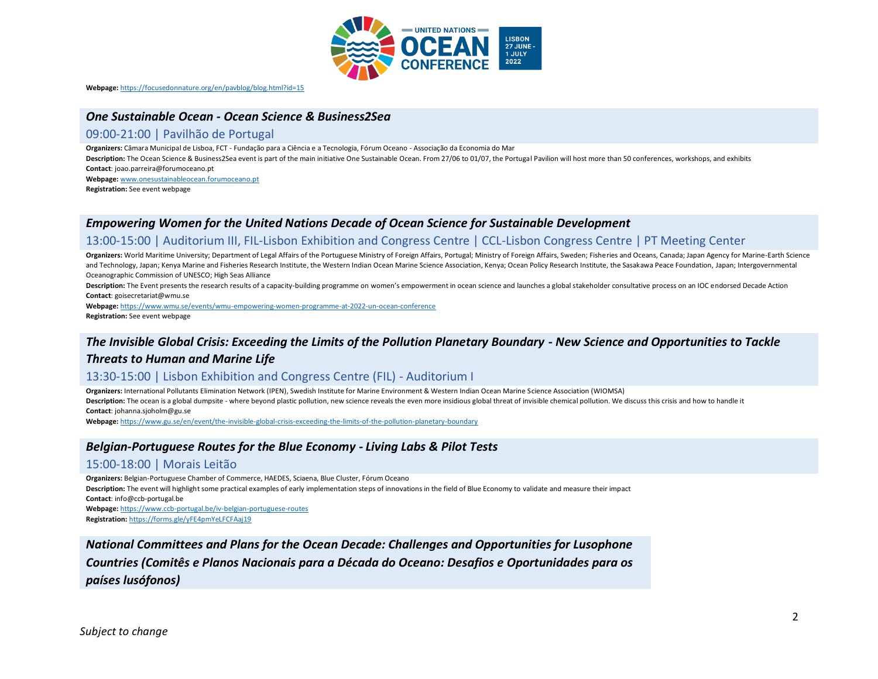**Webpage:** https://focusedonnature.org/en/pavblog/blog.html?id=15

### *One Sustainable Ocean - Ocean Science & Business2Sea*

09:00-21:00 | Pavilhão de Portugal

**Organizers:** Câmara Municipal de Lisboa, FCT - Fundação para a Ciência e a Tecnologia, Fórum Oceano - Associação da Economia do Mar

**Description:** The Ocean Science & Business2Sea event is part of the main initiative One Sustainable Ocean. From 27/06 to 01/07, the Portugal Pavilion will host more than 50 conferences, workshops, and exhibits

**Contact**: joao.parreira@forumoceano.pt

**Webpage:** www.onesustainableocean.forumoceano.pt

**Registration:** See event webpage

### *Empowering Women for the United Nations Decade of Ocean Science for Sustainable Development*

13:00-15:00 | Auditorium III, FIL-Lisbon Exhibition and Congress Centre | CCL-Lisbon Congress Centre | PT Meeting Center

**Organizers:** World Maritime University; Department of Legal Affairs of the Portuguese Ministry of Foreign Affairs, Portugal; Ministry of Foreign Affairs, Sweden; Fisheries and Oceans, Canada; Japan Agency for Marine-Earth Science and Technology, Japan; Kenya Marine and Fisheries Research Institute, the Western Indian Ocean Marine Science Association, Kenya; Ocean Policy Research Institute, the Sasakawa Peace Foundation, Japan; Intergovernmental Oceanographic Commission of UNESCO; High Seas Alliance

**Description:** The Event presents the research results of a capacity-building programme on women's empowerment in ocean science and launches a global stakeholder consultative process on an IOC endorsed Decade Action

**Contact**: goisecretariat@wmu.se

**Webpage:** https://www.wmu.se/events/wmu-empowering-women-programme-at-2022-un-ocean-conference

**Registration:** See event webpage

### *The Invisible Global Crisis: Exceeding the Limits of the Pollution Planetary Boundary - New Science and Opportunities to Tackle Threats to Human and Marine Life*

13:30-15:00 | Lisbon Exhibition and Congress Centre (FIL) - Auditorium I

**Organizers:** International Pollutants Elimination Network (IPEN), Swedish Institute for Marine Environment & Western Indian Ocean Marine Science Association (WIOMSA)

**Description:** The ocean is a global dumpsite - where beyond plastic pollution, new science reveals the even more insidious global threat of invisible chemical pollution. We discuss this crisis and how to handle it

**Contact**: johanna.sjoholm@gu.se

**Webpage:** https://www.gu.se/en/event/the-invisible-global-crisis-exceeding-the-limits-of-the-pollution-planetary-boundary

### *Belgian-Portuguese Routes for the Blue Economy - Living Labs & Pilot Tests*

15:00-18:00 | Morais Leitão

**Organizers:** Belgian-Portuguese Chamber of Commerce, HAEDES, Sciaena, Blue Cluster, Fórum Oceano

**Description:** The event will highlight some practical examples of early implementation steps of innovations in the field of Blue Economy to validate and measure their impact

**Contact**: info@ccb-portugal.be

**Webpage:** https://www.ccb-portugal.be/iv-belgian-portuguese-routes

**Registration:** https://forms.gle/yFE4pmYeLFCFAaj19

### *National Committees and Plans for the Ocean Decade: Challenges and Opportunities for Lusophone Countries (Comitês e Planos Nacionais para a Década do Oceano: Desafios e Oportunidades para os países lusófonos)*

*Subject to change*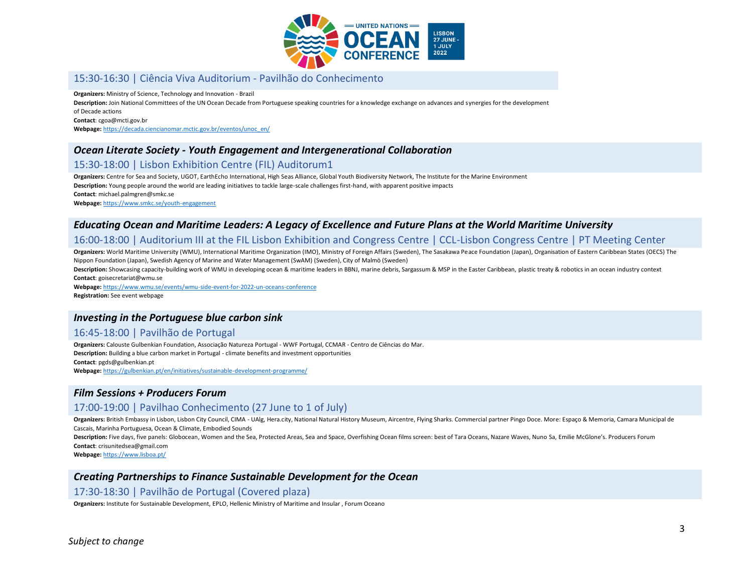### 15:30-16:30 | Ciência Viva Auditorium - Pavilhão do Conhecimento

**Organizers:** Ministry of Science, Technology and Innovation - Brazil
**Description:** Join National Committees of the UN Ocean Decade from Portuguese speaking countries for a knowledge exchange on advances and synergies for the development of Decade actions
**Contact**: cgoa@mcti.gov.br
**Webpage:** https://decada.ciencianomar.mctic.gov.br/eventos/unoc_en/

## *Ocean Literate Society - Youth Engagement and Intergenerational Collaboration*

### 15:30-18:00 | Lisbon Exhibition Centre (FIL) Auditorum1

**Organizers:** Centre for Sea and Society, UGOT, EarthEcho International, High Seas Alliance, Global Youth Biodiversity Network, The Institute for the Marine Environment
**Description:** Young people around the world are leading initiatives to tackle large-scale challenges first-hand, with apparent positive impacts
**Contact**: michael.palmgren@smkc.se
**Webpage:** https://www.smkc.se/youth-engagement

## *Educating Ocean and Maritime Leaders: A Legacy of Excellence and Future Plans at the World Maritime University*

### 16:00-18:00 | Auditorium III at the FIL Lisbon Exhibition and Congress Centre | CCL-Lisbon Congress Centre | PT Meeting Center

**Organizers:** World Maritime University (WMU), International Maritime Organization (IMO), Ministry of Foreign Affairs (Sweden), The Sasakawa Peace Foundation (Japan), Organisation of Eastern Caribbean States (OECS) The Nippon Foundation (Japan), Swedish Agency of Marine and Water Management (SwAM) (Sweden), City of Malmö (Sweden)
**Description:** Showcasing capacity-building work of WMU in developing ocean & maritime leaders in BBNJ, marine debris, Sargassum & MSP in the Easter Caribbean, plastic treaty & robotics in an ocean industry context
**Contact**: goisecretariat@wmu.se
**Webpage:** https://www.wmu.se/events/wmu-side-event-for-2022-un-oceans-conference
**Registration:** See event webpage

## *Investing in the Portuguese blue carbon sink*

### 16:45-18:00 | Pavilhão de Portugal

**Organizers:** Calouste Gulbenkian Foundation, Associação Natureza Portugal - WWF Portugal, CCMAR - Centro de Ciências do Mar.
**Description:** Building a blue carbon market in Portugal - climate benefits and investment opportunities
**Contact**: pgds@gulbenkian.pt
**Webpage:** https://gulbenkian.pt/en/initiatives/sustainable-development-programme/

## *Film Sessions + Producers Forum*

### 17:00-19:00 | Pavilhao Conhecimento (27 June to 1 of July)

**Organizers:** British Embassy in Lisbon, Lisbon City Council, CIMA - UAlg, Hera.city, National Natural History Museum, Aircentre, Flying Sharks. Commercial partner Pingo Doce. More: Espaço & Memoria, Camara Municipal de Cascais, Marinha Portuguesa, Ocean & Climate, Embodied Sounds
**Description:** Five days, five panels: Globocean, Women and the Sea, Protected Areas, Sea and Space, Overfishing Ocean films screen: best of Tara Oceans, Nazare Waves, Nuno Sa, Emilie McGlone's. Producers Forum
**Contact**: crisunitedsea@gmail.com
**Webpage:** https://www.lisboa.pt/

## *Creating Partnerships to Finance Sustainable Development for the Ocean*

### 17:30-18:30 | Pavilhão de Portugal (Covered plaza)

**Organizers:** Institute for Sustainable Development, EPLO, Hellenic Ministry of Maritime and Insular , Forum Oceano

*Subject to change*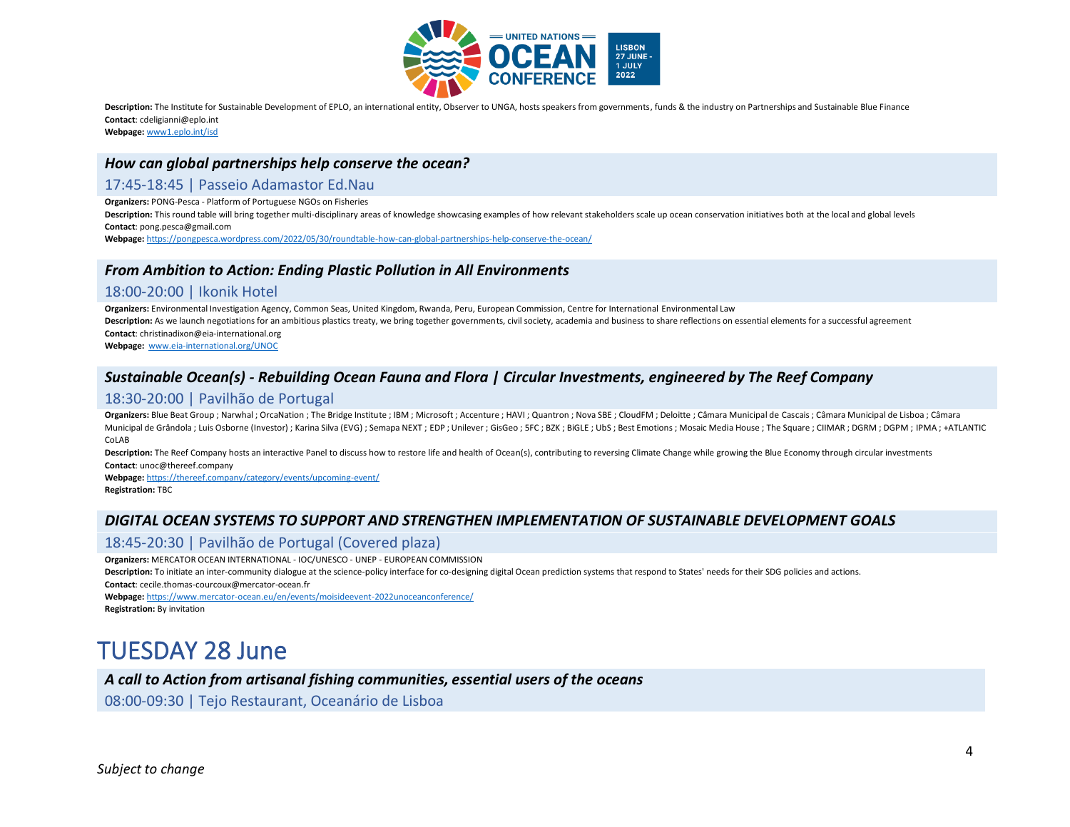**Description:** The Institute for Sustainable Development of EPLO, an international entity, Observer to UNGA, hosts speakers from governments, funds & the industry on Partnerships and Sustainable Blue Finance
**Contact**: cdeligianni@eplo.int
**Webpage:** www1.eplo.int/isd

### *How can global partnerships help conserve the ocean?*

17:45-18:45 | Passeio Adamastor Ed.Nau

**Organizers:** PONG-Pesca - Platform of Portuguese NGOs on Fisheries
**Description:** This round table will bring together multi-disciplinary areas of knowledge showcasing examples of how relevant stakeholders scale up ocean conservation initiatives both at the local and global levels
**Contact**: pong.pesca@gmail.com
**Webpage:** https://pongpesca.wordpress.com/2022/05/30/roundtable-how-can-global-partnerships-help-conserve-the-ocean/

### *From Ambition to Action: Ending Plastic Pollution in All Environments*

18:00-20:00 | Ikonik Hotel

**Organizers:** Environmental Investigation Agency, Common Seas, United Kingdom, Rwanda, Peru, European Commission, Centre for International Environmental Law
**Description:** As we launch negotiations for an ambitious plastics treaty, we bring together governments, civil society, academia and business to share reflections on essential elements for a successful agreement
**Contact**: christinadixon@eia-international.org
**Webpage:** www.eia-international.org/UNOC

### *Sustainable Ocean(s) - Rebuilding Ocean Fauna and Flora | Circular Investments, engineered by The Reef Company*

18:30-20:00 | Pavilhão de Portugal

**Organizers:** Blue Beat Group ; Narwhal ; OrcaNation ; The Bridge Institute ; IBM ; Microsoft ; Accenture ; HAVI ; Quantron ; Nova SBE ; CloudFM ; Deloitte ; Câmara Municipal de Cascais ; Câmara Municipal de Lisboa ; Câmara Municipal de Grândola ; Luis Osborne (Investor) ; Karina Silva (EVG) ; Semapa NEXT ; EDP ; Unilever ; GisGeo ; 5FC ; BZK ; BiGLE ; UbS ; Best Emotions ; Mosaic Media House ; The Square ; CIIMAR ; DGRM ; DGPM ; IPMA ; +ATLANTIC CoLAB
**Description:** The Reef Company hosts an interactive Panel to discuss how to restore life and health of Ocean(s), contributing to reversing Climate Change while growing the Blue Economy through circular investments
**Contact**: unoc@thereef.company
**Webpage:** https://thereef.company/category/events/upcoming-event/
**Registration:** TBC

### *DIGITAL OCEAN SYSTEMS TO SUPPORT AND STRENGTHEN IMPLEMENTATION OF SUSTAINABLE DEVELOPMENT GOALS*

18:45-20:30 | Pavilhão de Portugal (Covered plaza)

**Organizers:** MERCATOR OCEAN INTERNATIONAL - IOC/UNESCO - UNEP - EUROPEAN COMMISSION
**Description:** To initiate an inter-community dialogue at the science-policy interface for co-designing digital Ocean prediction systems that respond to States' needs for their SDG policies and actions.
**Contact**: cecile.thomas-courcoux@mercator-ocean.fr
**Webpage:** https://www.mercator-ocean.eu/en/events/moisideevent-2022unoceanconference/
**Registration:** By invitation

# TUESDAY 28 June

### *A call to Action from artisanal fishing communities, essential users of the oceans*

08:00-09:30 | Tejo Restaurant, Oceanário de Lisboa

*Subject to change*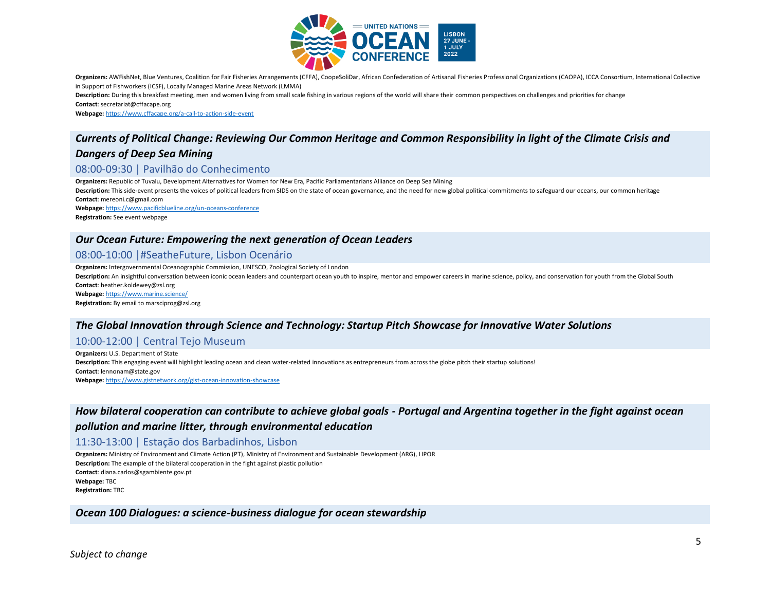**Organizers:** AWFishNet, Blue Ventures, Coalition for Fair Fisheries Arrangements (CFFA), CoopeSoliDar, African Confederation of Artisanal Fisheries Professional Organizations (CAOPA), ICCA Consortium, International Collective in Support of Fishworkers (ICSF), Locally Managed Marine Areas Network (LMMA)
**Description:** During this breakfast meeting, men and women living from small scale fishing in various regions of the world will share their common perspectives on challenges and priorities for change
**Contact**: secretariat@cffacape.org
**Webpage:** https://www.cffacape.org/a-call-to-action-side-event

### *Currents of Political Change: Reviewing Our Common Heritage and Common Responsibility in light of the Climate Crisis and Dangers of Deep Sea Mining*

08:00-09:30 | Pavilhão do Conhecimento

**Organizers:** Republic of Tuvalu, Development Alternatives for Women for New Era, Pacific Parliamentarians Alliance on Deep Sea Mining
**Description:** This side-event presents the voices of political leaders from SIDS on the state of ocean governance, and the need for new global political commitments to safeguard our oceans, our common heritage
**Contact**: mereoni.c@gmail.com
**Webpage:** https://www.pacificblueline.org/un-oceans-conference
**Registration:** See event webpage

### *Our Ocean Future: Empowering the next generation of Ocean Leaders*

08:00-10:00 |#SeatheFuture, Lisbon Oceanário

**Organizers:** Intergovernmental Oceanographic Commission, UNESCO, Zoological Society of London
**Description:** An insightful conversation between iconic ocean leaders and counterpart ocean youth to inspire, mentor and empower careers in marine science, policy, and conservation for youth from the Global South
**Contact**: heather.koldewey@zsl.org
**Webpage:** https://www.marine.science/
**Registration:** By email to marsciprog@zsl.org

### *The Global Innovation through Science and Technology: Startup Pitch Showcase for Innovative Water Solutions*

10:00-12:00 | Central Tejo Museum

**Organizers:** U.S. Department of State
**Description:** This engaging event will highlight leading ocean and clean water-related innovations as entrepreneurs from across the globe pitch their startup solutions!
**Contact**: lennonam@state.gov
**Webpage:** https://www.gistnetwork.org/gist-ocean-innovation-showcase

### *How bilateral cooperation can contribute to achieve global goals - Portugal and Argentina together in the fight against ocean pollution and marine litter, through environmental education*

11:30-13:00 | Estação dos Barbadinhos, Lisbon

**Organizers:** Ministry of Environment and Climate Action (PT), Ministry of Environment and Sustainable Development (ARG), LIPOR
**Description:** The example of the bilateral cooperation in the fight against plastic pollution
**Contact**: diana.carlos@sgambiente.gov.pt
**Webpage:** TBC
**Registration:** TBC

### *Ocean 100 Dialogues: a science-business dialogue for ocean stewardship*

*Subject to change*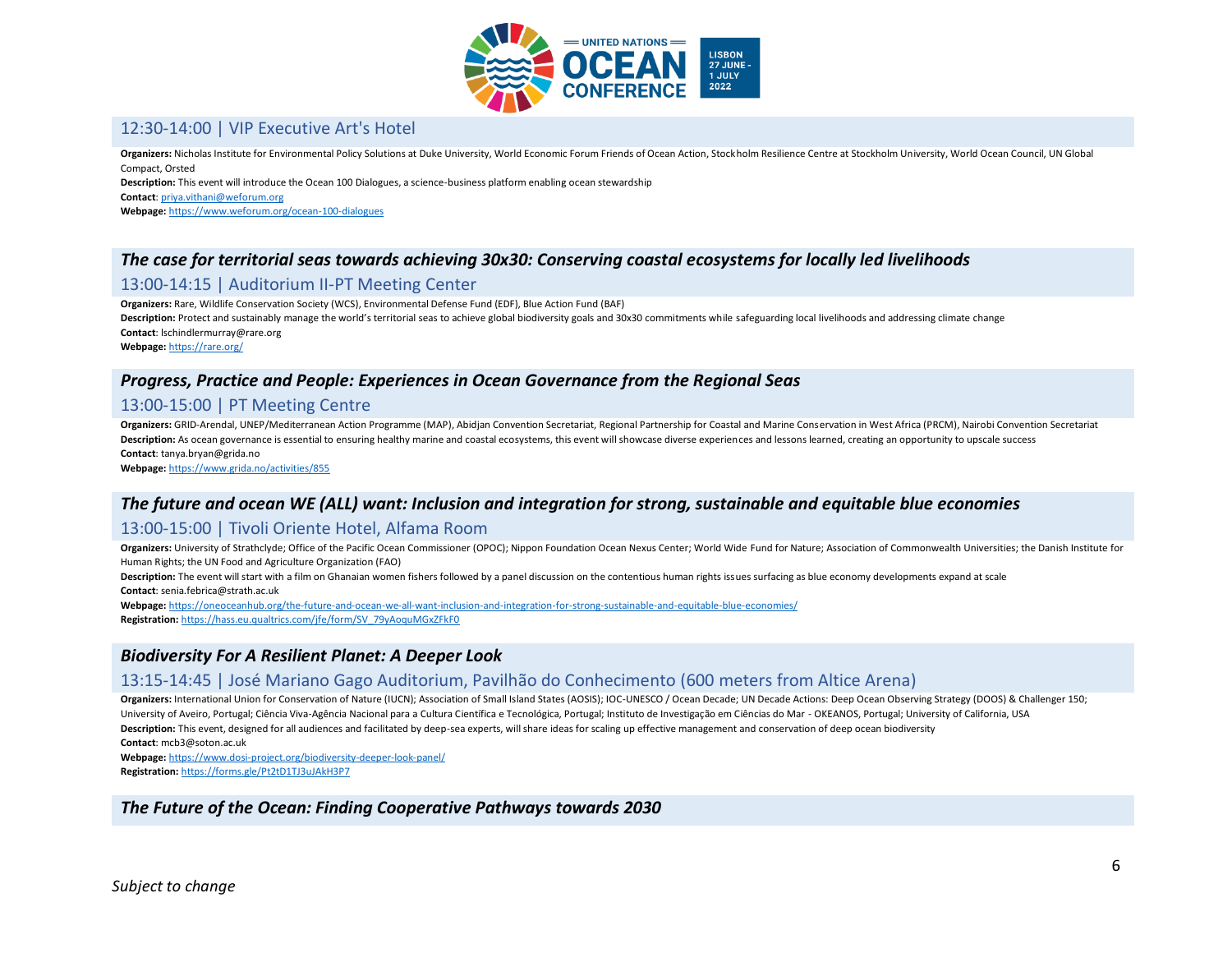### 12:30-14:00 | VIP Executive Art's Hotel

**Organizers:** Nicholas Institute for Environmental Policy Solutions at Duke University, World Economic Forum Friends of Ocean Action, Stockholm Resilience Centre at Stockholm University, World Ocean Council, UN Global Compact, Orsted
**Description:** This event will introduce the Ocean 100 Dialogues, a science-business platform enabling ocean stewardship
**Contact**: priya.vithani@weforum.org
**Webpage:** https://www.weforum.org/ocean-100-dialogues

## *The case for territorial seas towards achieving 30x30: Conserving coastal ecosystems for locally led livelihoods*

### 13:00-14:15 | Auditorium II-PT Meeting Center

**Organizers:** Rare, Wildlife Conservation Society (WCS), Environmental Defense Fund (EDF), Blue Action Fund (BAF)
**Description:** Protect and sustainably manage the world's territorial seas to achieve global biodiversity goals and 30x30 commitments while safeguarding local livelihoods and addressing climate change
**Contact**: lschindlermurray@rare.org
**Webpage:** https://rare.org/

## *Progress, Practice and People: Experiences in Ocean Governance from the Regional Seas*

### 13:00-15:00 | PT Meeting Centre

**Organizers:** GRID-Arendal, UNEP/Mediterranean Action Programme (MAP), Abidjan Convention Secretariat, Regional Partnership for Coastal and Marine Conservation in West Africa (PRCM), Nairobi Convention Secretariat
**Description:** As ocean governance is essential to ensuring healthy marine and coastal ecosystems, this event will showcase diverse experiences and lessons learned, creating an opportunity to upscale success
**Contact**: tanya.bryan@grida.no
**Webpage:** https://www.grida.no/activities/855

## *The future and ocean WE (ALL) want: Inclusion and integration for strong, sustainable and equitable blue economies*

### 13:00-15:00 | Tivoli Oriente Hotel, Alfama Room

**Organizers:** University of Strathclyde; Office of the Pacific Ocean Commissioner (OPOC); Nippon Foundation Ocean Nexus Center; World Wide Fund for Nature; Association of Commonwealth Universities; the Danish Institute for Human Rights; the UN Food and Agriculture Organization (FAO)
**Description:** The event will start with a film on Ghanaian women fishers followed by a panel discussion on the contentious human rights issues surfacing as blue economy developments expand at scale
**Contact**: senia.febrica@strath.ac.uk
**Webpage:** https://oneoceanhub.org/the-future-and-ocean-we-all-want-inclusion-and-integration-for-strong-sustainable-and-equitable-blue-economies/
**Registration:** https://hass.eu.qualtrics.com/jfe/form/SV_79yAoquMGxZFkF0

## *Biodiversity For A Resilient Planet: A Deeper Look*

### 13:15-14:45 | José Mariano Gago Auditorium, Pavilhão do Conhecimento (600 meters from Altice Arena)

**Organizers:** International Union for Conservation of Nature (IUCN); Association of Small Island States (AOSIS); IOC-UNESCO / Ocean Decade; UN Decade Actions: Deep Ocean Observing Strategy (DOOS) & Challenger 150; University of Aveiro, Portugal; Ciência Viva-Agência Nacional para a Cultura Científica e Tecnológica, Portugal; Instituto de Investigação em Ciências do Mar - OKEANOS, Portugal; University of California, USA
**Description:** This event, designed for all audiences and facilitated by deep-sea experts, will share ideas for scaling up effective management and conservation of deep ocean biodiversity
**Contact**: mcb3@soton.ac.uk
**Webpage:** https://www.dosi-project.org/biodiversity-deeper-look-panel/
**Registration:** https://forms.gle/Pt2tD1TJ3uJAkH3P7

## *The Future of the Ocean: Finding Cooperative Pathways towards 2030*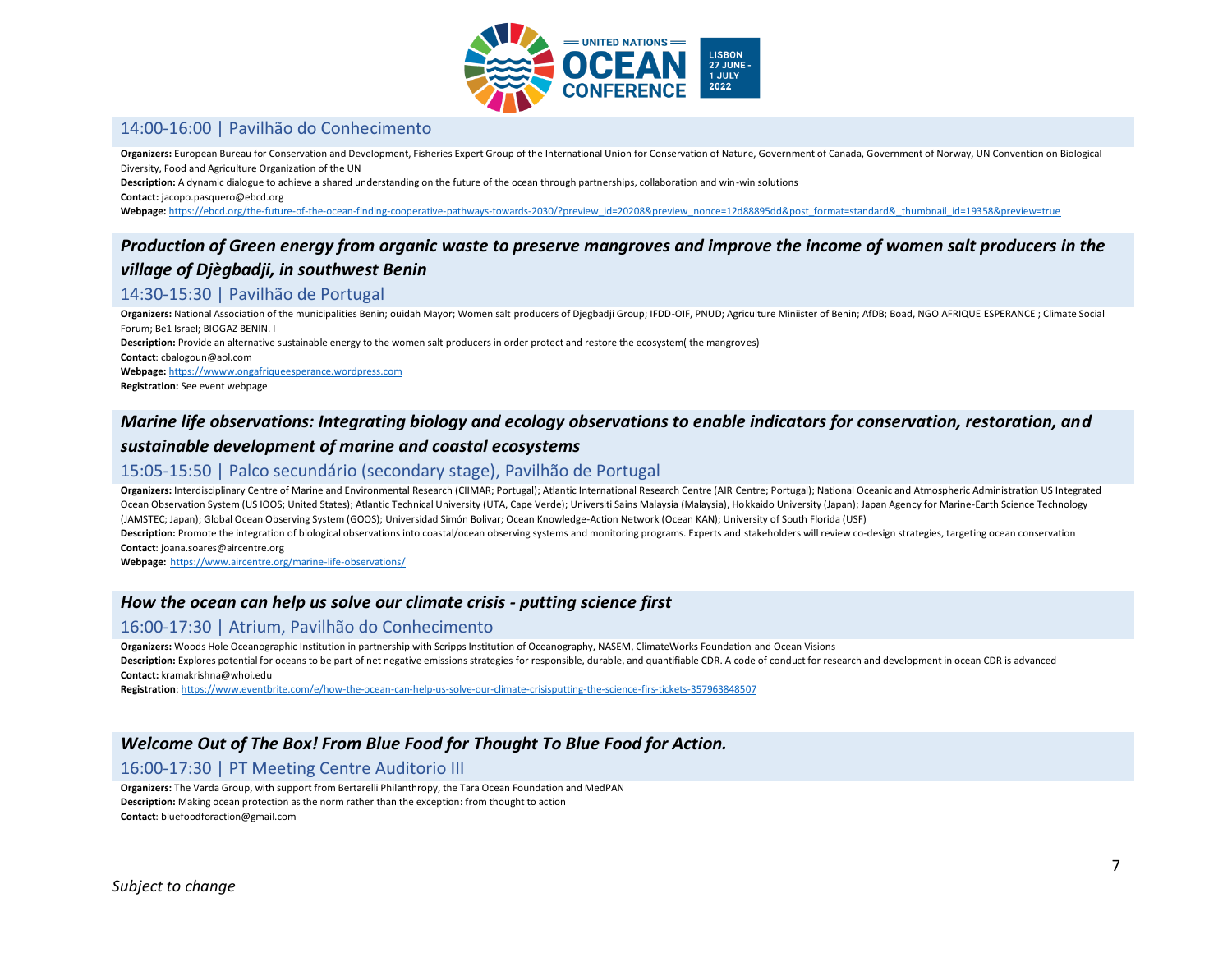### 14:00-16:00 | Pavilhão do Conhecimento

**Organizers:** European Bureau for Conservation and Development, Fisheries Expert Group of the International Union for Conservation of Nature, Government of Canada, Government of Norway, UN Convention on Biological Diversity, Food and Agriculture Organization of the UN

**Description:** A dynamic dialogue to achieve a shared understanding on the future of the ocean through partnerships, collaboration and win-win solutions

**Contact:** jacopo.pasquero@ebcd.org

**Webpage:** https://ebcd.org/the-future-of-the-ocean-finding-cooperative-pathways-towards-2030/?preview_id=20208&preview_nonce=12d88895dd&post_format=standard&_thumbnail_id=19358&preview=true

## *Production of Green energy from organic waste to preserve mangroves and improve the income of women salt producers in the village of Djègbadji, in southwest Benin*

### 14:30-15:30 | Pavilhão de Portugal

**Organizers:** National Association of the municipalities Benin; ouidah Mayor; Women salt producers of Djegbadji Group; IFDD-OIF, PNUD; Agriculture Miniister of Benin; AfDB; Boad, NGO AFRIQUE ESPERANCE ; Climate Social Forum; Be1 Israel; BIOGAZ BENIN. l

**Description:** Provide an alternative sustainable energy to the women salt producers in order protect and restore the ecosystem( the mangroves)

**Contact**: cbalogoun@aol.com

**Webpage:** https://wwww.ongafriqueesperance.wordpress.com

**Registration:** See event webpage

## *Marine life observations: Integrating biology and ecology observations to enable indicators for conservation, restoration, and sustainable development of marine and coastal ecosystems*

### 15:05-15:50 | Palco secundário (secondary stage), Pavilhão de Portugal

**Organizers:** Interdisciplinary Centre of Marine and Environmental Research (CIIMAR; Portugal); Atlantic International Research Centre (AIR Centre; Portugal); National Oceanic and Atmospheric Administration US Integrated Ocean Observation System (US IOOS; United States); Atlantic Technical University (UTA, Cape Verde); Universiti Sains Malaysia (Malaysia), Hokkaido University (Japan); Japan Agency for Marine-Earth Science Technology (JAMSTEC; Japan); Global Ocean Observing System (GOOS); Universidad Simón Bolivar; Ocean Knowledge-Action Network (Ocean KAN); University of South Florida (USF)

**Description:** Promote the integration of biological observations into coastal/ocean observing systems and monitoring programs. Experts and stakeholders will review co-design strategies, targeting ocean conservation

**Contact**: joana.soares@aircentre.org

**Webpage:** https://www.aircentre.org/marine-life-observations/

## *How the ocean can help us solve our climate crisis - putting science first*

### 16:00-17:30 | Atrium, Pavilhão do Conhecimento

**Organizers:** Woods Hole Oceanographic Institution in partnership with Scripps Institution of Oceanography, NASEM, ClimateWorks Foundation and Ocean Visions

**Description:** Explores potential for oceans to be part of net negative emissions strategies for responsible, durable, and quantifiable CDR. A code of conduct for research and development in ocean CDR is advanced

**Contact:** kramakrishna@whoi.edu

**Registration**: https://www.eventbrite.com/e/how-the-ocean-can-help-us-solve-our-climate-crisisputting-the-science-firs-tickets-357963848507

## *Welcome Out of The Box! From Blue Food for Thought To Blue Food for Action.*

### 16:00-17:30 | PT Meeting Centre Auditorio III

**Organizers:** The Varda Group, with support from Bertarelli Philanthropy, the Tara Ocean Foundation and MedPAN

**Description:** Making ocean protection as the norm rather than the exception: from thought to action

**Contact**: bluefoodforaction@gmail.com

*Subject to change*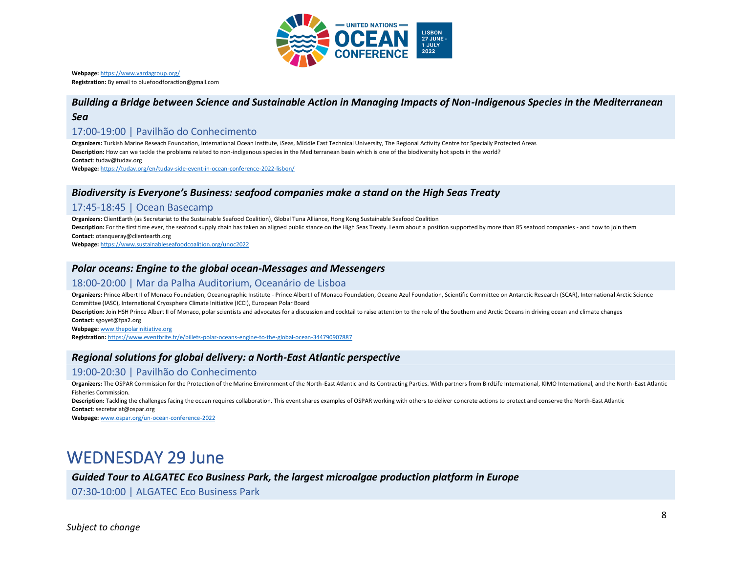**Webpage:** https://www.vardagroup.org/
**Registration:** By email to bluefoodforaction@gmail.com

### *Building a Bridge between Science and Sustainable Action in Managing Impacts of Non-Indigenous Species in the Mediterranean Sea*

17:00-19:00 | Pavilhão do Conhecimento

**Organizers:** Turkish Marine Reseach Foundation, International Ocean Institute, iSeas, Middle East Technical University, The Regional Activity Centre for Specially Protected Areas
**Description:** How can we tackle the problems related to non-indigenous species in the Mediterranean basin which is one of the biodiversity hot spots in the world?
**Contact**: tudav@tudav.org
**Webpage:** https://tudav.org/en/tudav-side-event-in-ocean-conference-2022-lisbon/

### *Biodiversity is Everyone's Business: seafood companies make a stand on the High Seas Treaty*

17:45-18:45 | Ocean Basecamp

**Organizers:** ClientEarth (as Secretariat to the Sustainable Seafood Coalition), Global Tuna Alliance, Hong Kong Sustainable Seafood Coalition
**Description:** For the first time ever, the seafood supply chain has taken an aligned public stance on the High Seas Treaty. Learn about a position supported by more than 85 seafood companies - and how to join them
**Contact**: otanqueray@clientearth.org
**Webpage:** https://www.sustainableseafoodcoalition.org/unoc2022

### *Polar oceans: Engine to the global ocean-Messages and Messengers*

18:00-20:00 | Mar da Palha Auditorium, Oceanário de Lisboa

**Organizers:** Prince Albert II of Monaco Foundation, Oceanographic Institute - Prince Albert I of Monaco Foundation, Oceano Azul Foundation, Scientific Committee on Antarctic Research (SCAR), International Arctic Science Committee (IASC), International Cryosphere Climate Initiative (ICCI), European Polar Board
**Description:** Join HSH Prince Albert II of Monaco, polar scientists and advocates for a discussion and cocktail to raise attention to the role of the Southern and Arctic Oceans in driving ocean and climate changes
**Contact**: sgoyet@fpa2.org
**Webpage:** www.thepolarinitiative.org
**Registration:** https://www.eventbrite.fr/e/billets-polar-oceans-engine-to-the-global-ocean-344790907887

### *Regional solutions for global delivery: a North-East Atlantic perspective*

19:00-20:30 | Pavilhão do Conhecimento

**Organizers:** The OSPAR Commission for the Protection of the Marine Environment of the North-East Atlantic and its Contracting Parties. With partners from BirdLife International, KIMO International, and the North-East Atlantic Fisheries Commission.
**Description:** Tackling the challenges facing the ocean requires collaboration. This event shares examples of OSPAR working with others to deliver concrete actions to protect and conserve the North-East Atlantic
**Contact**: secretariat@ospar.org
**Webpage:** www.ospar.org/un-ocean-conference-2022

## WEDNESDAY 29 June

### *Guided Tour to ALGATEC Eco Business Park, the largest microalgae production platform in Europe*

07:30-10:00 | ALGATEC Eco Business Park

*Subject to change*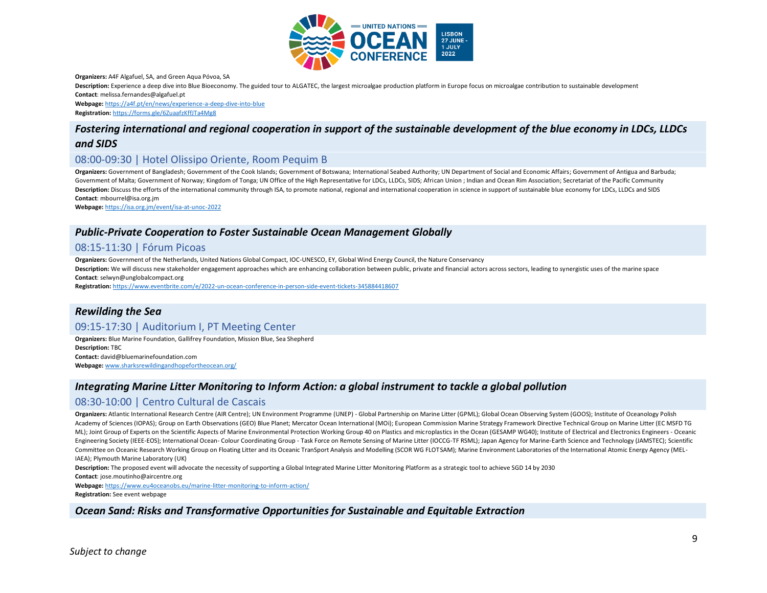**Organizers:** A4F Algafuel, SA, and Green Aqua Póvoa, SA

**Description:** Experience a deep dive into Blue Bioeconomy. The guided tour to ALGATEC, the largest microalgae production platform in Europe focus on microalgae contribution to sustainable development

**Contact**: melissa.fernandes@algafuel.pt

**Webpage:** https://a4f.pt/en/news/experience-a-deep-dive-into-blue

**Registration:** https://forms.gle/6ZuaafzKffJTa4Mg8

## *Fostering international and regional cooperation in support of the sustainable development of the blue economy in LDCs, LLDCs and SIDS*

### 08:00-09:30 | Hotel Olissipo Oriente, Room Pequim B

**Organizers:** Government of Bangladesh; Government of the Cook Islands; Government of Botswana; International Seabed Authority; UN Department of Social and Economic Affairs; Government of Antigua and Barbuda; Government of Malta; Government of Norway; Kingdom of Tonga; UN Office of the High Representative for LDCs, LLDCs, SIDS; African Union ; Indian and Ocean Rim Association; Secretariat of the Pacific Community

**Description:** Discuss the efforts of the international community through ISA, to promote national, regional and international cooperation in science in support of sustainable blue economy for LDCs, LLDCs and SIDS

**Contact**: mbourrel@isa.org.jm

**Webpage:** https://isa.org.jm/event/isa-at-unoc-2022

## *Public-Private Cooperation to Foster Sustainable Ocean Management Globally*

### 08:15-11:30 | Fórum Picoas

**Organizers:** Government of the Netherlands, United Nations Global Compact, IOC-UNESCO, EY, Global Wind Energy Council, the Nature Conservancy

**Description:** We will discuss new stakeholder engagement approaches which are enhancing collaboration between public, private and financial actors across sectors, leading to synergistic uses of the marine space

**Contact**: selwyn@unglobalcompact.org

**Registration:** https://www.eventbrite.com/e/2022-un-ocean-conference-in-person-side-event-tickets-345884418607

## *Rewilding the Sea*

### 09:15-17:30 | Auditorium I, PT Meeting Center

**Organizers:** Blue Marine Foundation, Gallifrey Foundation, Mission Blue, Sea Shepherd

**Description:** TBC

**Contact:** david@bluemarinefoundation.com

**Webpage:** www.sharksrewildingandhopefortheocean.org/

## *Integrating Marine Litter Monitoring to Inform Action: a global instrument to tackle a global pollution*

### 08:30-10:00 | Centro Cultural de Cascais

**Organizers:** Atlantic International Research Centre (AIR Centre); UN Environment Programme (UNEP) - Global Partnership on Marine Litter (GPML); Global Ocean Observing System (GOOS); Institute of Oceanology Polish Academy of Sciences (IOPAS); Group on Earth Observations (GEO) Blue Planet; Mercator Ocean International (MOi); European Commission Marine Strategy Framework Directive Technical Group on Marine Litter (EC MSFD TG ML); Joint Group of Experts on the Scientific Aspects of Marine Environmental Protection Working Group 40 on Plastics and microplastics in the Ocean (GESAMP WG40); Institute of Electrical and Electronics Engineers - Oceanic Engineering Society (IEEE-EOS); International Ocean- Colour Coordinating Group - Task Force on Remote Sensing of Marine Litter (IOCCG-TF RSML); Japan Agency for Marine-Earth Science and Technology (JAMSTEC); Scientific Committee on Oceanic Research Working Group on Floating Litter and its Oceanic TranSport Analysis and Modelling (SCOR WG FLOTSAM); Marine Environment Laboratories of the International Atomic Energy Agency (MEL-IAEA); Plymouth Marine Laboratory (UK)

**Description:** The proposed event will advocate the necessity of supporting a Global Integrated Marine Litter Monitoring Platform as a strategic tool to achieve SGD 14 by 2030

**Contact**: jose.moutinho@aircentre.org

**Webpage:** https://www.eu4oceanobs.eu/marine-litter-monitoring-to-inform-action/

**Registration:** See event webpage

## *Ocean Sand: Risks and Transformative Opportunities for Sustainable and Equitable Extraction*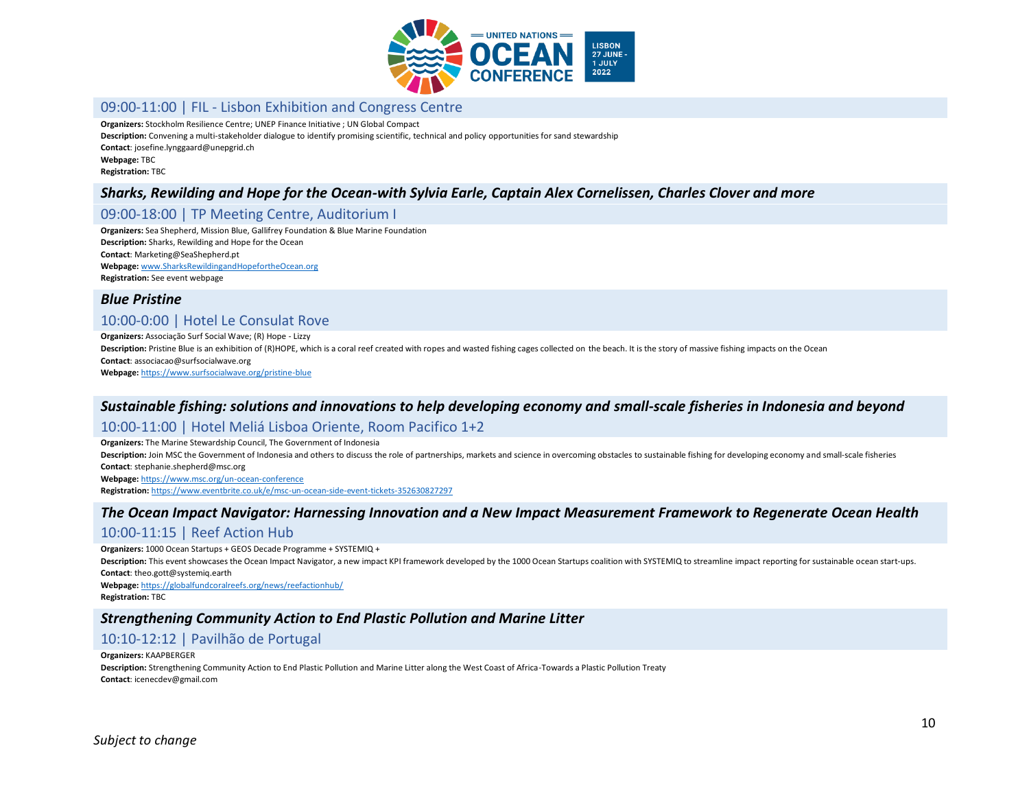### 09:00-11:00 | FIL - Lisbon Exhibition and Congress Centre

**Organizers:** Stockholm Resilience Centre; UNEP Finance Initiative ; UN Global Compact
**Description:** Convening a multi-stakeholder dialogue to identify promising scientific, technical and policy opportunities for sand stewardship
**Contact**: josefine.lynggaard@unepgrid.ch
**Webpage:** TBC
**Registration:** TBC

## *Sharks, Rewilding and Hope for the Ocean-with Sylvia Earle, Captain Alex Cornelissen, Charles Clover and more*

### 09:00-18:00 | TP Meeting Centre, Auditorium I

**Organizers:** Sea Shepherd, Mission Blue, Gallifrey Foundation & Blue Marine Foundation
**Description:** Sharks, Rewilding and Hope for the Ocean
**Contact**: Marketing@SeaShepherd.pt
**Webpage:** www.SharksRewildingandHopefortheOcean.org
**Registration:** See event webpage

## *Blue Pristine*

### 10:00-0:00 | Hotel Le Consulat Rove

**Organizers:** Associação Surf Social Wave; (R) Hope - Lizzy
**Description:** Pristine Blue is an exhibition of (R)HOPE, which is a coral reef created with ropes and wasted fishing cages collected on the beach. It is the story of massive fishing impacts on the Ocean
**Contact**: associacao@surfsocialwave.org
**Webpage:** https://www.surfsocialwave.org/pristine-blue

## *Sustainable fishing: solutions and innovations to help developing economy and small-scale fisheries in Indonesia and beyond*

### 10:00-11:00 | Hotel Meliá Lisboa Oriente, Room Pacifico 1+2

**Organizers:** The Marine Stewardship Council, The Government of Indonesia
**Description:** Join MSC the Government of Indonesia and others to discuss the role of partnerships, markets and science in overcoming obstacles to sustainable fishing for developing economy and small-scale fisheries
**Contact**: stephanie.shepherd@msc.org
**Webpage:** https://www.msc.org/un-ocean-conference
**Registration:** https://www.eventbrite.co.uk/e/msc-un-ocean-side-event-tickets-352630827297

## *The Ocean Impact Navigator: Harnessing Innovation and a New Impact Measurement Framework to Regenerate Ocean Health*

### 10:00-11:15 | Reef Action Hub

**Organizers:** 1000 Ocean Startups + GEOS Decade Programme + SYSTEMIQ +
**Description:** This event showcases the Ocean Impact Navigator, a new impact KPI framework developed by the 1000 Ocean Startups coalition with SYSTEMIQ to streamline impact reporting for sustainable ocean start-ups.
**Contact**: theo.gott@systemiq.earth
**Webpage:** https://globalfundcoralreefs.org/news/reefactionhub/
**Registration:** TBC

## *Strengthening Community Action to End Plastic Pollution and Marine Litter*

### 10:10-12:12 | Pavilhão de Portugal

**Organizers:** KAAPBERGER
**Description:** Strengthening Community Action to End Plastic Pollution and Marine Litter along the West Coast of Africa-Towards a Plastic Pollution Treaty
**Contact**: icenecdev@gmail.com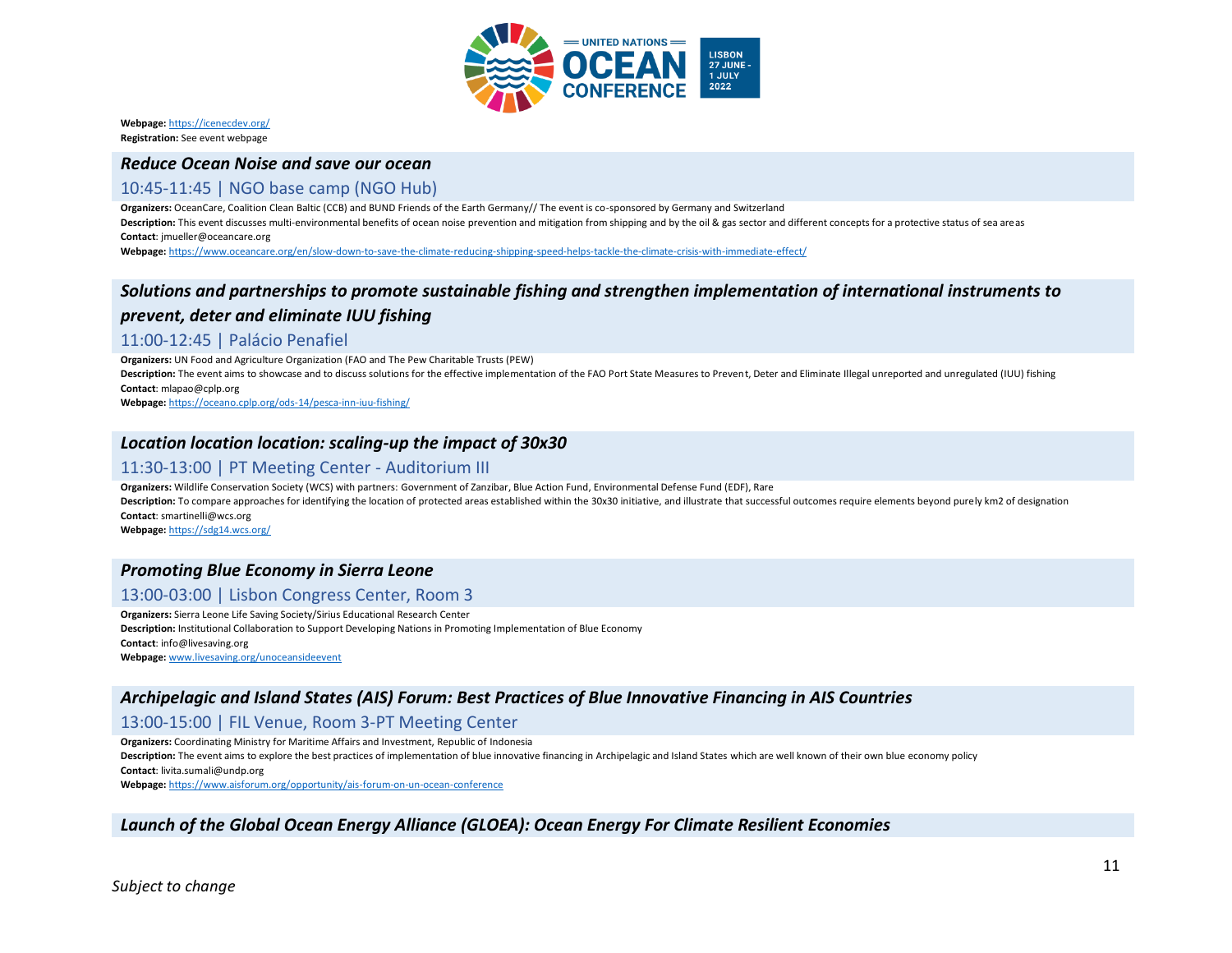**Webpage:** https://icenecdev.org/
**Registration:** See event webpage

## *Reduce Ocean Noise and save our ocean*

### 10:45-11:45 | NGO base camp (NGO Hub)

**Organizers:** OceanCare, Coalition Clean Baltic (CCB) and BUND Friends of the Earth Germany// The event is co-sponsored by Germany and Switzerland
**Description:** This event discusses multi-environmental benefits of ocean noise prevention and mitigation from shipping and by the oil & gas sector and different concepts for a protective status of sea areas
**Contact**: jmueller@oceancare.org
**Webpage:** https://www.oceancare.org/en/slow-down-to-save-the-climate-reducing-shipping-speed-helps-tackle-the-climate-crisis-with-immediate-effect/

## *Solutions and partnerships to promote sustainable fishing and strengthen implementation of international instruments to prevent, deter and eliminate IUU fishing*

### 11:00-12:45 | Palácio Penafiel

**Organizers:** UN Food and Agriculture Organization (FAO and The Pew Charitable Trusts (PEW)
**Description:** The event aims to showcase and to discuss solutions for the effective implementation of the FAO Port State Measures to Prevent, Deter and Eliminate Illegal unreported and unregulated (IUU) fishing
**Contact**: mlapao@cplp.org
**Webpage:** https://oceano.cplp.org/ods-14/pesca-inn-iuu-fishing/

## *Location location location: scaling-up the impact of 30x30*

### 11:30-13:00 | PT Meeting Center - Auditorium III

**Organizers:** Wildlife Conservation Society (WCS) with partners: Government of Zanzibar, Blue Action Fund, Environmental Defense Fund (EDF), Rare
**Description:** To compare approaches for identifying the location of protected areas established within the 30x30 initiative, and illustrate that successful outcomes require elements beyond purely km2 of designation
**Contact**: smartinelli@wcs.org
**Webpage:** https://sdg14.wcs.org/

## *Promoting Blue Economy in Sierra Leone*

### 13:00-03:00 | Lisbon Congress Center, Room 3

**Organizers:** Sierra Leone Life Saving Society/Sirius Educational Research Center
**Description:** Institutional Collaboration to Support Developing Nations in Promoting Implementation of Blue Economy
**Contact**: info@livesaving.org
**Webpage:** www.livesaving.org/unoceansideevent

## *Archipelagic and Island States (AIS) Forum: Best Practices of Blue Innovative Financing in AIS Countries*

### 13:00-15:00 | FIL Venue, Room 3-PT Meeting Center

**Organizers:** Coordinating Ministry for Maritime Affairs and Investment, Republic of Indonesia
**Description:** The event aims to explore the best practices of implementation of blue innovative financing in Archipelagic and Island States which are well known of their own blue economy policy
**Contact**: livita.sumali@undp.org
**Webpage:** https://www.aisforum.org/opportunity/ais-forum-on-un-ocean-conference

## *Launch of the Global Ocean Energy Alliance (GLOEA): Ocean Energy For Climate Resilient Economies*

*Subject to change*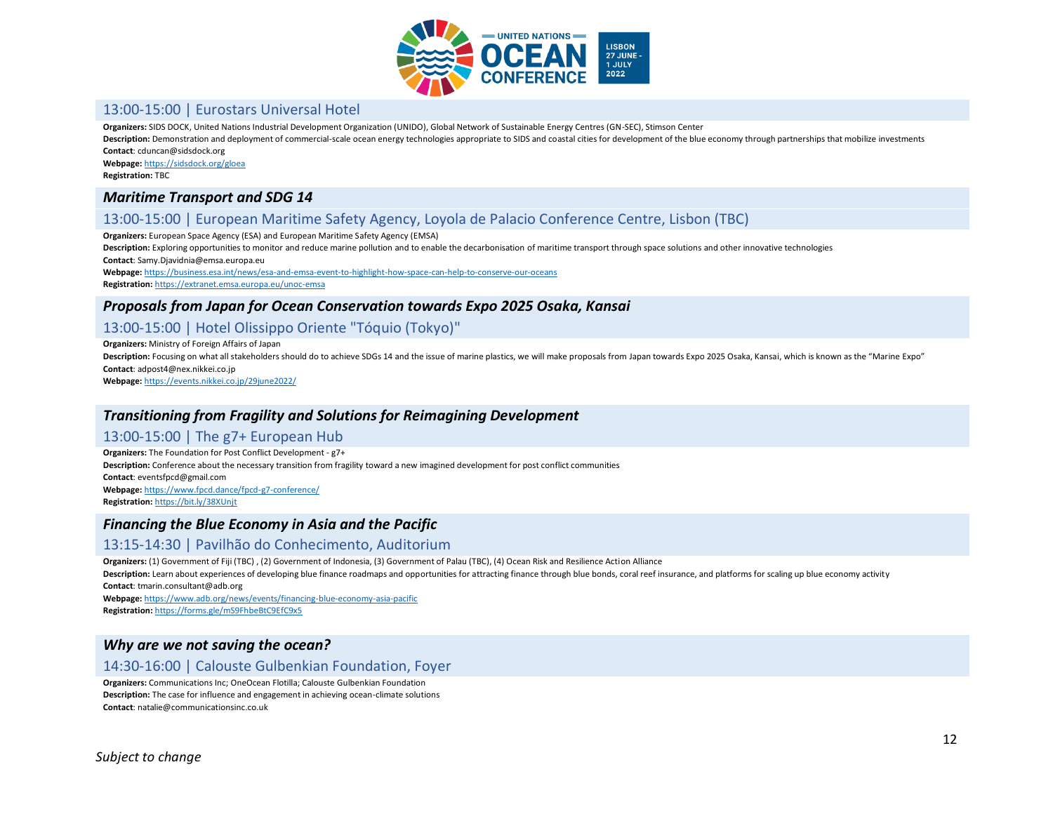### 13:00-15:00 | Eurostars Universal Hotel

**Organizers:** SIDS DOCK, United Nations Industrial Development Organization (UNIDO), Global Network of Sustainable Energy Centres (GN-SEC), Stimson Center

**Description:** Demonstration and deployment of commercial-scale ocean energy technologies appropriate to SIDS and coastal cities for development of the blue economy through partnerships that mobilize investments

**Contact**: cduncan@sidsdock.org

**Webpage:** https://sidsdock.org/gloea

**Registration:** TBC

## *Maritime Transport and SDG 14*

### 13:00-15:00 | European Maritime Safety Agency, Loyola de Palacio Conference Centre, Lisbon (TBC)

**Organizers:** European Space Agency (ESA) and European Maritime Safety Agency (EMSA)

**Description:** Exploring opportunities to monitor and reduce marine pollution and to enable the decarbonisation of maritime transport through space solutions and other innovative technologies

**Contact**: Samy.Djavidnia@emsa.europa.eu

**Webpage:** https://business.esa.int/news/esa-and-emsa-event-to-highlight-how-space-can-help-to-conserve-our-oceans

**Registration:** https://extranet.emsa.europa.eu/unoc-emsa

## *Proposals from Japan for Ocean Conservation towards Expo 2025 Osaka, Kansai*

### 13:00-15:00 | Hotel Olissippo Oriente "Tóquio (Tokyo)"

**Organizers:** Ministry of Foreign Affairs of Japan

**Description:** Focusing on what all stakeholders should do to achieve SDGs 14 and the issue of marine plastics, we will make proposals from Japan towards Expo 2025 Osaka, Kansai, which is known as the "Marine Expo"

**Contact**: adpost4@nex.nikkei.co.jp

**Webpage:** https://events.nikkei.co.jp/29june2022/

## *Transitioning from Fragility and Solutions for Reimagining Development*

### 13:00-15:00 | The g7+ European Hub

**Organizers:** The Foundation for Post Conflict Development - g7+

**Description:** Conference about the necessary transition from fragility toward a new imagined development for post conflict communities

**Contact**: eventsfpcd@gmail.com

**Webpage:** https://www.fpcd.dance/fpcd-g7-conference/

**Registration:** https://bit.ly/38XUnjt

## *Financing the Blue Economy in Asia and the Pacific*

### 13:15-14:30 | Pavilhão do Conhecimento, Auditorium

**Organizers:** (1) Government of Fiji (TBC) , (2) Government of Indonesia, (3) Government of Palau (TBC), (4) Ocean Risk and Resilience Action Alliance

**Description:** Learn about experiences of developing blue finance roadmaps and opportunities for attracting finance through blue bonds, coral reef insurance, and platforms for scaling up blue economy activity

**Contact**: tmarin.consultant@adb.org

**Webpage:** https://www.adb.org/news/events/financing-blue-economy-asia-pacific

**Registration:** https://forms.gle/mS9FhbeBtC9EfC9x5

## *Why are we not saving the ocean?*

### 14:30-16:00 | Calouste Gulbenkian Foundation, Foyer

**Organizers:** Communications Inc; OneOcean Flotilla; Calouste Gulbenkian Foundation

**Description:** The case for influence and engagement in achieving ocean-climate solutions

**Contact**: natalie@communicationsinc.co.uk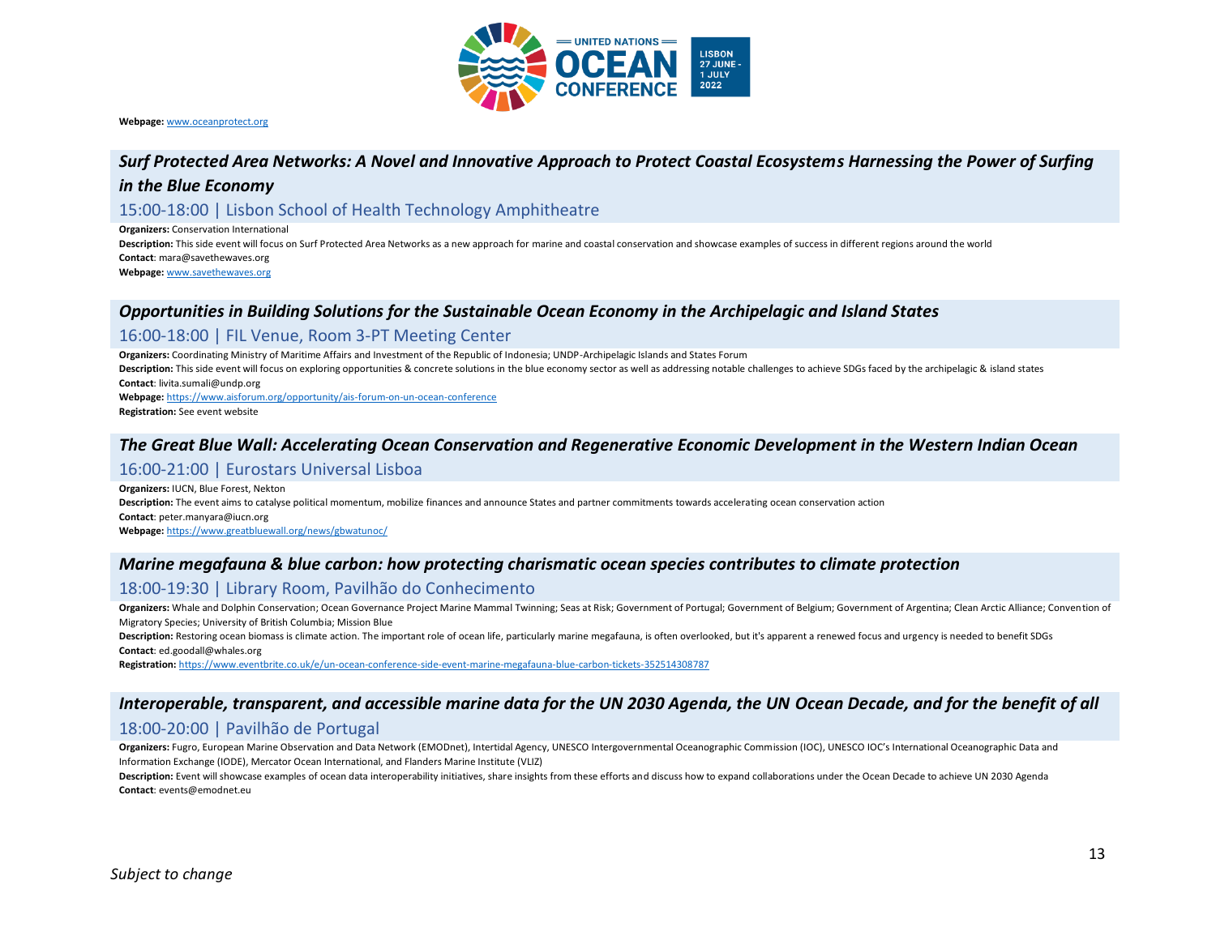**Webpage:** www.oceanprotect.org

## *Surf Protected Area Networks: A Novel and Innovative Approach to Protect Coastal Ecosystems Harnessing the Power of Surfing in the Blue Economy*

### 15:00-18:00 | Lisbon School of Health Technology Amphitheatre

**Organizers:** Conservation International
**Description:** This side event will focus on Surf Protected Area Networks as a new approach for marine and coastal conservation and showcase examples of success in different regions around the world
**Contact**: mara@savethewaves.org
**Webpage:** www.savethewaves.org

## *Opportunities in Building Solutions for the Sustainable Ocean Economy in the Archipelagic and Island States*

### 16:00-18:00 | FIL Venue, Room 3-PT Meeting Center

**Organizers:** Coordinating Ministry of Maritime Affairs and Investment of the Republic of Indonesia; UNDP-Archipelagic Islands and States Forum
**Description:** This side event will focus on exploring opportunities & concrete solutions in the blue economy sector as well as addressing notable challenges to achieve SDGs faced by the archipelagic & island states
**Contact**: livita.sumali@undp.org
**Webpage:** https://www.aisforum.org/opportunity/ais-forum-on-un-ocean-conference
**Registration:** See event website

## *The Great Blue Wall: Accelerating Ocean Conservation and Regenerative Economic Development in the Western Indian Ocean*

### 16:00-21:00 | Eurostars Universal Lisboa

**Organizers:** IUCN, Blue Forest, Nekton
**Description:** The event aims to catalyse political momentum, mobilize finances and announce States and partner commitments towards accelerating ocean conservation action
**Contact**: peter.manyara@iucn.org
**Webpage:** https://www.greatbluewall.org/news/gbwatunoc/

## *Marine megafauna & blue carbon: how protecting charismatic ocean species contributes to climate protection*

### 18:00-19:30 | Library Room, Pavilhão do Conhecimento

**Organizers:** Whale and Dolphin Conservation; Ocean Governance Project Marine Mammal Twinning; Seas at Risk; Government of Portugal; Government of Belgium; Government of Argentina; Clean Arctic Alliance; Convention of Migratory Species; University of British Columbia; Mission Blue
**Description:** Restoring ocean biomass is climate action. The important role of ocean life, particularly marine megafauna, is often overlooked, but it's apparent a renewed focus and urgency is needed to benefit SDGs
**Contact**: ed.goodall@whales.org
**Registration:** https://www.eventbrite.co.uk/e/un-ocean-conference-side-event-marine-megafauna-blue-carbon-tickets-352514308787

## *Interoperable, transparent, and accessible marine data for the UN 2030 Agenda, the UN Ocean Decade, and for the benefit of all*

### 18:00-20:00 | Pavilhão de Portugal

**Organizers:** Fugro, European Marine Observation and Data Network (EMODnet), Intertidal Agency, UNESCO Intergovernmental Oceanographic Commission (IOC), UNESCO IOC's International Oceanographic Data and Information Exchange (IODE), Mercator Ocean International, and Flanders Marine Institute (VLIZ)
**Description:** Event will showcase examples of ocean data interoperability initiatives, share insights from these efforts and discuss how to expand collaborations under the Ocean Decade to achieve UN 2030 Agenda
**Contact**: events@emodnet.eu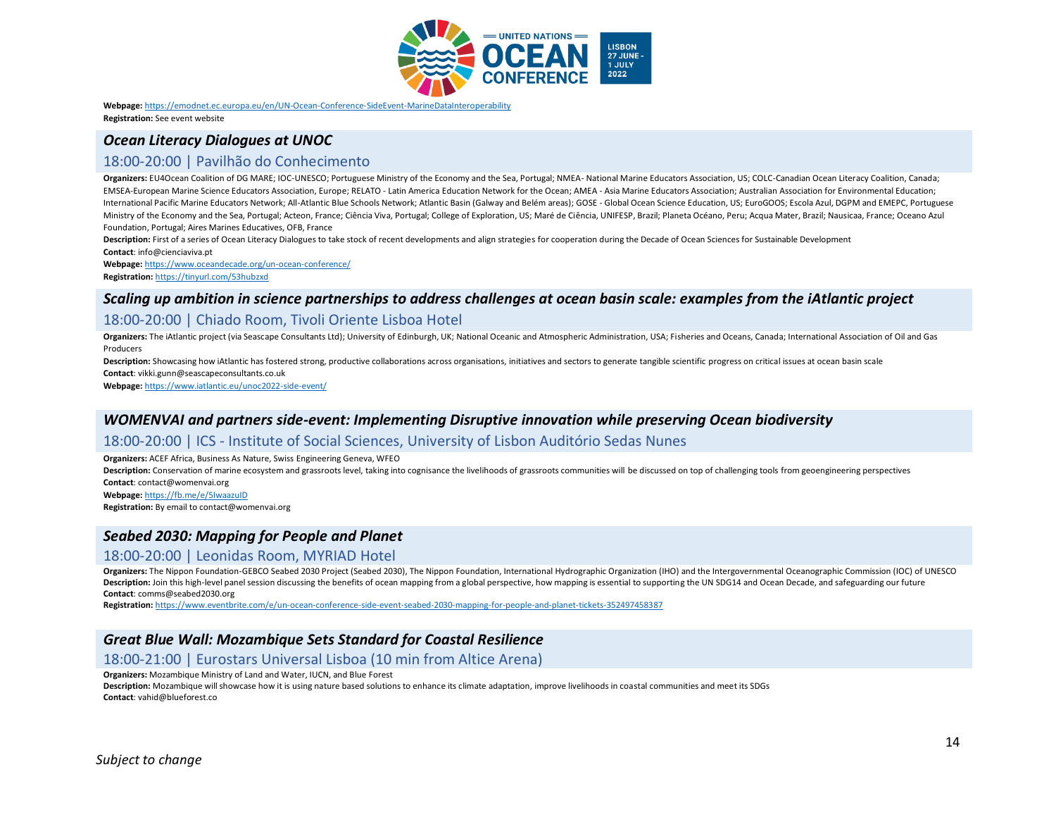**Webpage:** https://emodnet.ec.europa.eu/en/UN-Ocean-Conference-SideEvent-MarineDataInteroperability
**Registration:** See event website

## *Ocean Literacy Dialogues at UNOC*

### 18:00-20:00 | Pavilhão do Conhecimento

**Organizers:** EU4Ocean Coalition of DG MARE; IOC-UNESCO; Portuguese Ministry of the Economy and the Sea, Portugal; NMEA- National Marine Educators Association, US; COLC-Canadian Ocean Literacy Coalition, Canada; EMSEA-European Marine Science Educators Association, Europe; RELATO - Latin America Education Network for the Ocean; AMEA - Asia Marine Educators Association; Australian Association for Environmental Education; International Pacific Marine Educators Network; All-Atlantic Blue Schools Network; Atlantic Basin (Galway and Belém areas); GOSE - Global Ocean Science Education, US; EuroGOOS; Escola Azul, DGPM and EMEPC, Portuguese Ministry of the Economy and the Sea, Portugal; Acteon, France; Ciência Viva, Portugal; College of Exploration, US; Maré de Ciência, UNIFESP, Brazil; Planeta Océano, Peru; Acqua Mater, Brazil; Nausicaa, France; Oceano Azul Foundation, Portugal; Aires Marines Educatives, OFB, France
**Description:** First of a series of Ocean Literacy Dialogues to take stock of recent developments and align strategies for cooperation during the Decade of Ocean Sciences for Sustainable Development
**Contact**: info@cienciaviva.pt
**Webpage:** https://www.oceandecade.org/un-ocean-conference/
**Registration:** https://tinyurl.com/53hubzxd

## *Scaling up ambition in science partnerships to address challenges at ocean basin scale: examples from the iAtlantic project*

### 18:00-20:00 | Chiado Room, Tivoli Oriente Lisboa Hotel

**Organizers:** The iAtlantic project (via Seascape Consultants Ltd); University of Edinburgh, UK; National Oceanic and Atmospheric Administration, USA; Fisheries and Oceans, Canada; International Association of Oil and Gas Producers
**Description:** Showcasing how iAtlantic has fostered strong, productive collaborations across organisations, initiatives and sectors to generate tangible scientific progress on critical issues at ocean basin scale
**Contact**: vikki.gunn@seascapeconsultants.co.uk
**Webpage:** https://www.iatlantic.eu/unoc2022-side-event/

## *WOMENVAI and partners side-event: Implementing Disruptive innovation while preserving Ocean biodiversity*

### 18:00-20:00 | ICS - Institute of Social Sciences, University of Lisbon Auditório Sedas Nunes

**Organizers:** ACEF Africa, Business As Nature, Swiss Engineering Geneva, WFEO
**Description:** Conservation of marine ecosystem and grassroots level, taking into cognisance the livelihoods of grassroots communities will be discussed on top of challenging tools from geoengineering perspectives
**Contact**: contact@womenvai.org
**Webpage:** https://fb.me/e/5IwaazuID
**Registration:** By email to contact@womenvai.org

## *Seabed 2030: Mapping for People and Planet*

### 18:00-20:00 | Leonidas Room, MYRIAD Hotel

**Organizers:** The Nippon Foundation-GEBCO Seabed 2030 Project (Seabed 2030), The Nippon Foundation, International Hydrographic Organization (IHO) and the Intergovernmental Oceanographic Commission (IOC) of UNESCO
**Description:** Join this high-level panel session discussing the benefits of ocean mapping from a global perspective, how mapping is essential to supporting the UN SDG14 and Ocean Decade, and safeguarding our future
**Contact**: comms@seabed2030.org
**Registration:** https://www.eventbrite.com/e/un-ocean-conference-side-event-seabed-2030-mapping-for-people-and-planet-tickets-352497458387

## *Great Blue Wall: Mozambique Sets Standard for Coastal Resilience*

### 18:00-21:00 | Eurostars Universal Lisboa (10 min from Altice Arena)

**Organizers:** Mozambique Ministry of Land and Water, IUCN, and Blue Forest
**Description:** Mozambique will showcase how it is using nature based solutions to enhance its climate adaptation, improve livelihoods in coastal communities and meet its SDGs
**Contact**: vahid@blueforest.co

*Subject to change*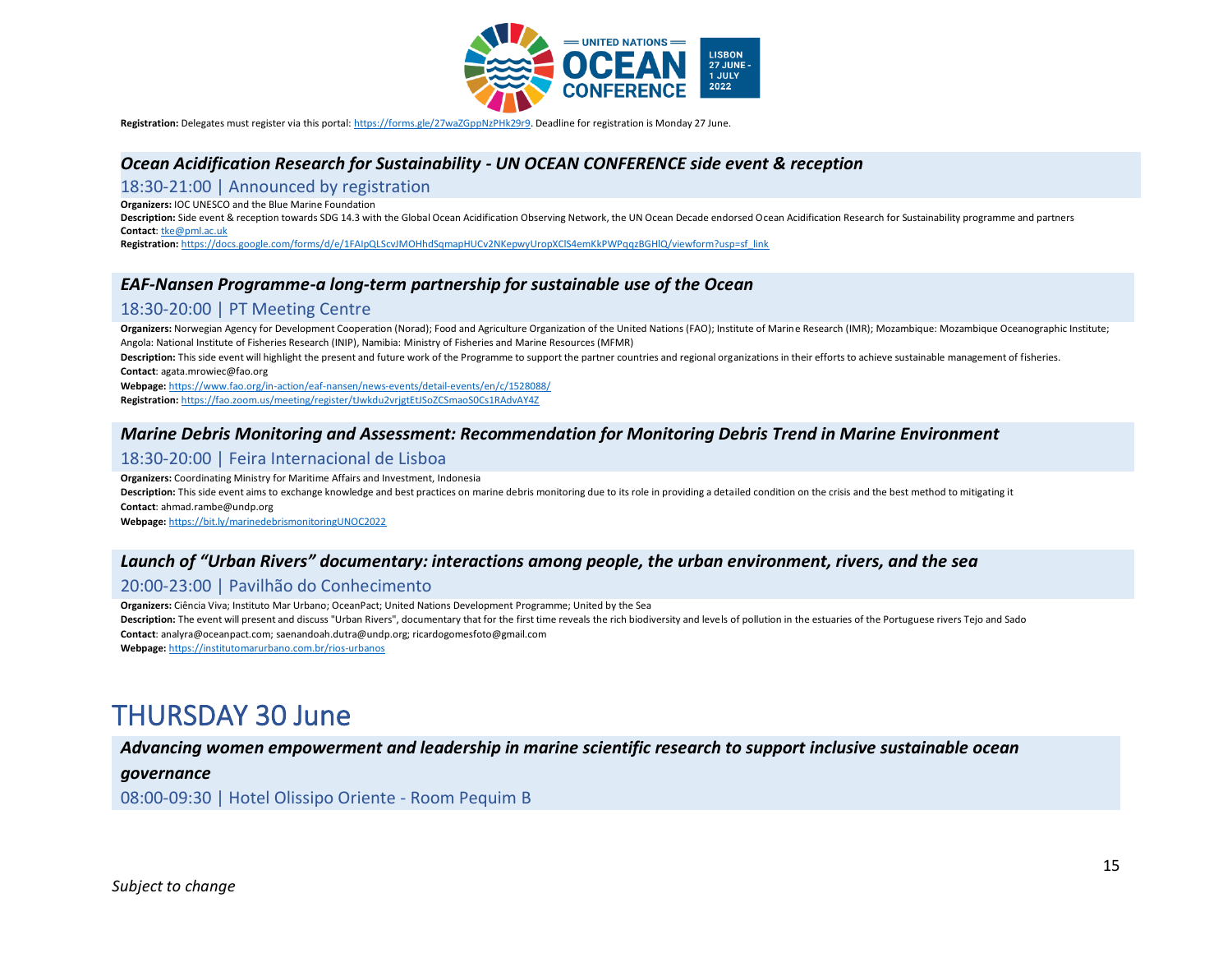**Registration:** Delegates must register via this portal: https://forms.gle/27waZGppNzPHk29r9. Deadline for registration is Monday 27 June.

### *Ocean Acidification Research for Sustainability - UN OCEAN CONFERENCE side event & reception*

18:30-21:00 | Announced by registration

**Organizers:** IOC UNESCO and the Blue Marine Foundation
**Description:** Side event & reception towards SDG 14.3 with the Global Ocean Acidification Observing Network, the UN Ocean Decade endorsed Ocean Acidification Research for Sustainability programme and partners
**Contact**: tke@pml.ac.uk
**Registration:** https://docs.google.com/forms/d/e/1FAIpQLScvJMOHhdSqmapHUCv2NKepwyUropXClS4emKkPWPqqzBGHlQ/viewform?usp=sf_link

### *EAF-Nansen Programme-a long-term partnership for sustainable use of the Ocean*

18:30-20:00 | PT Meeting Centre

**Organizers:** Norwegian Agency for Development Cooperation (Norad); Food and Agriculture Organization of the United Nations (FAO); Institute of Marine Research (IMR); Mozambique: Mozambique Oceanographic Institute; Angola: National Institute of Fisheries Research (INIP), Namibia: Ministry of Fisheries and Marine Resources (MFMR)
**Description:** This side event will highlight the present and future work of the Programme to support the partner countries and regional organizations in their efforts to achieve sustainable management of fisheries.
**Contact**: agata.mrowiec@fao.org
**Webpage:** https://www.fao.org/in-action/eaf-nansen/news-events/detail-events/en/c/1528088/
**Registration:** https://fao.zoom.us/meeting/register/tJwkdu2vrjgtEtJSoZCSmaoS0Cs1RAdvAY4Z

### *Marine Debris Monitoring and Assessment: Recommendation for Monitoring Debris Trend in Marine Environment*

18:30-20:00 | Feira Internacional de Lisboa

**Organizers:** Coordinating Ministry for Maritime Affairs and Investment, Indonesia
**Description:** This side event aims to exchange knowledge and best practices on marine debris monitoring due to its role in providing a detailed condition on the crisis and the best method to mitigating it
**Contact**: ahmad.rambe@undp.org
**Webpage:** https://bit.ly/marinedebrismonitoringUNOC2022

### *Launch of "Urban Rivers" documentary: interactions among people, the urban environment, rivers, and the sea*

20:00-23:00 | Pavilhão do Conhecimento

**Organizers:** Ciência Viva; Instituto Mar Urbano; OceanPact; United Nations Development Programme; United by the Sea
**Description:** The event will present and discuss "Urban Rivers", documentary that for the first time reveals the rich biodiversity and levels of pollution in the estuaries of the Portuguese rivers Tejo and Sado
**Contact**: analyra@oceanpact.com; saenandoah.dutra@undp.org; ricardogomesfoto@gmail.com
**Webpage:** https://institutomarurbano.com.br/rios-urbanos

## THURSDAY 30 June

### *Advancing women empowerment and leadership in marine scientific research to support inclusive sustainable ocean governance*

08:00-09:30 | Hotel Olissipo Oriente - Room Pequim B

*Subject to change*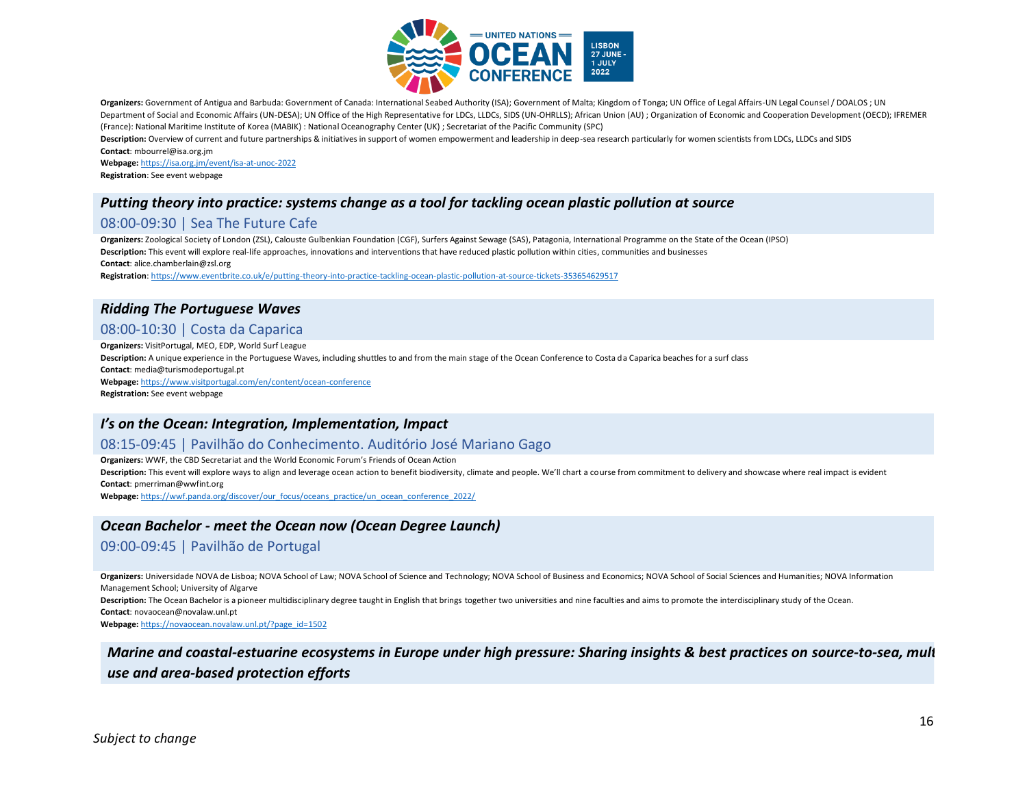**Organizers:** Government of Antigua and Barbuda: Government of Canada: International Seabed Authority (ISA); Government of Malta; Kingdom of Tonga; UN Office of Legal Affairs-UN Legal Counsel / DOALOS ; UN Department of Social and Economic Affairs (UN-DESA); UN Office of the High Representative for LDCs, LLDCs, SIDS (UN-OHRLLS); African Union (AU) ; Organization of Economic and Cooperation Development (OECD); IFREMER (France): National Maritime Institute of Korea (MABIK) : National Oceanography Center (UK) ; Secretariat of the Pacific Community (SPC)

**Description:** Overview of current and future partnerships & initiatives in support of women empowerment and leadership in deep-sea research particularly for women scientists from LDCs, LLDCs and SIDS

**Contact**: mbourrel@isa.org.jm

**Webpage:** https://isa.org.jm/event/isa-at-unoc-2022

**Registration**: See event webpage

### *Putting theory into practice: systems change as a tool for tackling ocean plastic pollution at source*

08:00-09:30 | Sea The Future Cafe

**Organizers:** Zoological Society of London (ZSL), Calouste Gulbenkian Foundation (CGF), Surfers Against Sewage (SAS), Patagonia, International Programme on the State of the Ocean (IPSO)

**Description:** This event will explore real-life approaches, innovations and interventions that have reduced plastic pollution within cities, communities and businesses

**Contact**: alice.chamberlain@zsl.org

**Registration**: https://www.eventbrite.co.uk/e/putting-theory-into-practice-tackling-ocean-plastic-pollution-at-source-tickets-353654629517

### *Ridding The Portuguese Waves*

08:00-10:30 | Costa da Caparica

**Organizers:** VisitPortugal, MEO, EDP, World Surf League

**Description:** A unique experience in the Portuguese Waves, including shuttles to and from the main stage of the Ocean Conference to Costa da Caparica beaches for a surf class

**Contact**: media@turismodeportugal.pt

**Webpage:** https://www.visitportugal.com/en/content/ocean-conference

**Registration:** See event webpage

### *I's on the Ocean: Integration, Implementation, Impact*

08:15-09:45 | Pavilhão do Conhecimento. Auditório José Mariano Gago

**Organizers:** WWF, the CBD Secretariat and the World Economic Forum's Friends of Ocean Action

**Description:** This event will explore ways to align and leverage ocean action to benefit biodiversity, climate and people. We'll chart a course from commitment to delivery and showcase where real impact is evident

**Contact**: pmerriman@wwfint.org

**Webpage:** https://wwf.panda.org/discover/our_focus/oceans_practice/un_ocean_conference_2022/

### *Ocean Bachelor - meet the Ocean now (Ocean Degree Launch)*

09:00-09:45 | Pavilhão de Portugal

**Organizers:** Universidade NOVA de Lisboa; NOVA School of Law; NOVA School of Science and Technology; NOVA School of Business and Economics; NOVA School of Social Sciences and Humanities; NOVA Information Management School; University of Algarve

**Description:** The Ocean Bachelor is a pioneer multidisciplinary degree taught in English that brings together two universities and nine faculties and aims to promote the interdisciplinary study of the Ocean.

**Contact**: novaocean@novalaw.unl.pt

**Webpage:** https://novaocean.novalaw.unl.pt/?page_id=1502

### *Marine and coastal-estuarine ecosystems in Europe under high pressure: Sharing insights & best practices on source-to-sea, mult use and area-based protection efforts*

*Subject to change*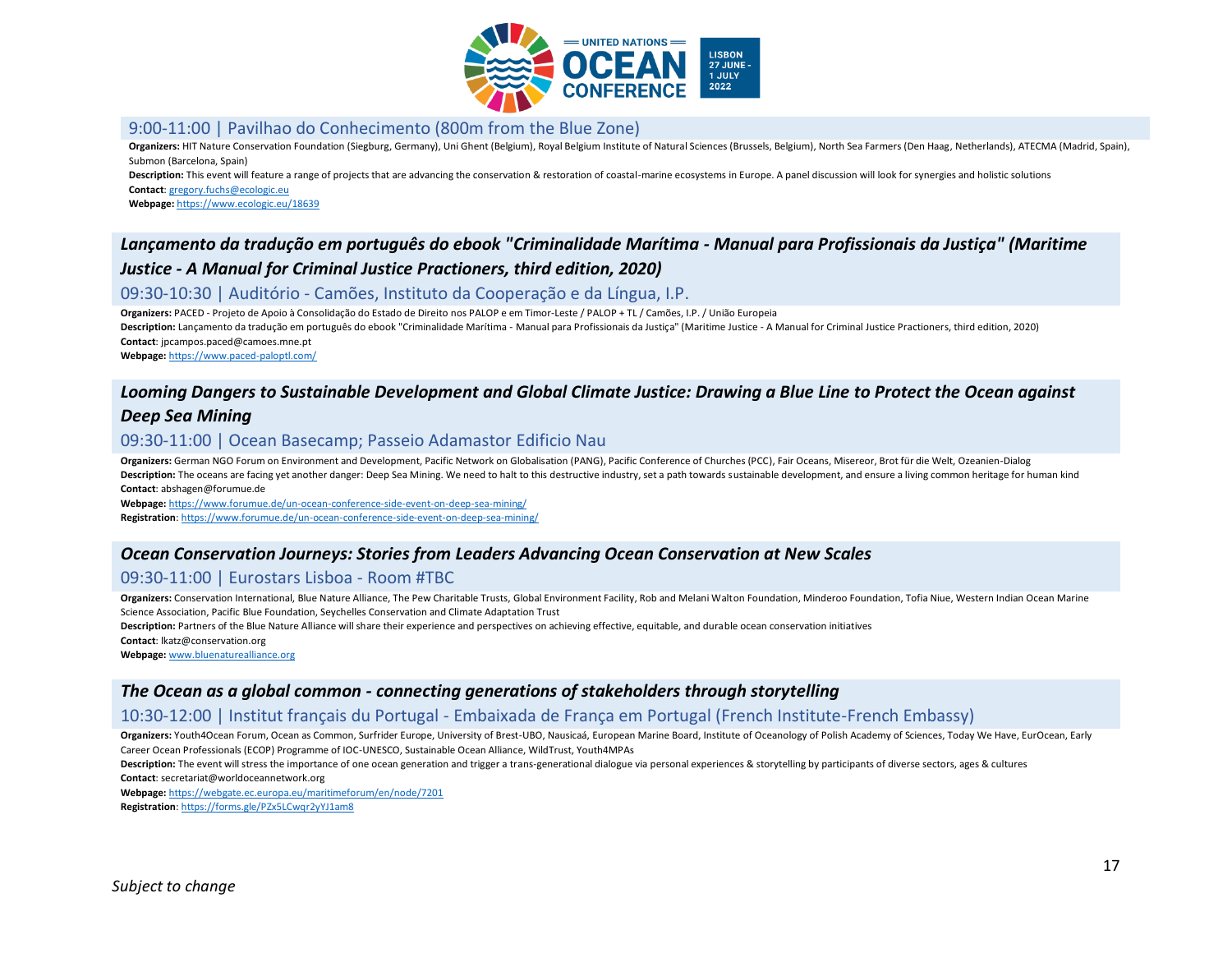### 9:00-11:00 | Pavilhao do Conhecimento (800m from the Blue Zone)

**Organizers:** HIT Nature Conservation Foundation (Siegburg, Germany), Uni Ghent (Belgium), Royal Belgium Institute of Natural Sciences (Brussels, Belgium), North Sea Farmers (Den Haag, Netherlands), ATECMA (Madrid, Spain), Submon (Barcelona, Spain)

**Description:** This event will feature a range of projects that are advancing the conservation & restoration of coastal-marine ecosystems in Europe. A panel discussion will look for synergies and holistic solutions

**Contact**: gregory.fuchs@ecologic.eu

**Webpage:** https://www.ecologic.eu/18639

## *Lançamento da tradução em português do ebook "Criminalidade Marítima - Manual para Profissionais da Justiça" (Maritime Justice - A Manual for Criminal Justice Practioners, third edition, 2020)*

### 09:30-10:30 | Auditório - Camões, Instituto da Cooperação e da Língua, I.P.

**Organizers:** PACED - Projeto de Apoio à Consolidação do Estado de Direito nos PALOP e em Timor-Leste / PALOP + TL / Camões, I.P. / União Europeia

**Description:** Lançamento da tradução em português do ebook "Criminalidade Marítima - Manual para Profissionais da Justiça" (Maritime Justice - A Manual for Criminal Justice Practioners, third edition, 2020)

**Contact**: jpcampos.paced@camoes.mne.pt

**Webpage:** https://www.paced-paloptl.com/

## *Looming Dangers to Sustainable Development and Global Climate Justice: Drawing a Blue Line to Protect the Ocean against Deep Sea Mining*

### 09:30-11:00 | Ocean Basecamp; Passeio Adamastor Edificio Nau

**Organizers:** German NGO Forum on Environment and Development, Pacific Network on Globalisation (PANG), Pacific Conference of Churches (PCC), Fair Oceans, Misereor, Brot für die Welt, Ozeanien-Dialog

**Description:** The oceans are facing yet another danger: Deep Sea Mining. We need to halt to this destructive industry, set a path towards sustainable development, and ensure a living common heritage for human kind

**Contact**: abshagen@forumue.de

**Webpage:** https://www.forumue.de/un-ocean-conference-side-event-on-deep-sea-mining/

**Registration**: https://www.forumue.de/un-ocean-conference-side-event-on-deep-sea-mining/

## *Ocean Conservation Journeys: Stories from Leaders Advancing Ocean Conservation at New Scales*

### 09:30-11:00 | Eurostars Lisboa - Room #TBC

**Organizers:** Conservation International, Blue Nature Alliance, The Pew Charitable Trusts, Global Environment Facility, Rob and Melani Walton Foundation, Minderoo Foundation, Tofia Niue, Western Indian Ocean Marine Science Association, Pacific Blue Foundation, Seychelles Conservation and Climate Adaptation Trust

**Description:** Partners of the Blue Nature Alliance will share their experience and perspectives on achieving effective, equitable, and durable ocean conservation initiatives

**Contact**: lkatz@conservation.org

**Webpage:** www.bluenaturealliance.org

## *The Ocean as a global common - connecting generations of stakeholders through storytelling*

### 10:30-12:00 | Institut français du Portugal - Embaixada de França em Portugal (French Institute-French Embassy)

**Organizers:** Youth4Ocean Forum, Ocean as Common, Surfrider Europe, University of Brest-UBO, Nausicaá, European Marine Board, Institute of Oceanology of Polish Academy of Sciences, Today We Have, EurOcean, Early Career Ocean Professionals (ECOP) Programme of IOC-UNESCO, Sustainable Ocean Alliance, WildTrust, Youth4MPAs

**Description:** The event will stress the importance of one ocean generation and trigger a trans-generational dialogue via personal experiences & storytelling by participants of diverse sectors, ages & cultures

**Contact**: secretariat@worldoceannetwork.org

**Webpage:** https://webgate.ec.europa.eu/maritimeforum/en/node/7201

**Registration**: https://forms.gle/PZx5LCwqr2yYJ1am8

*Subject to change*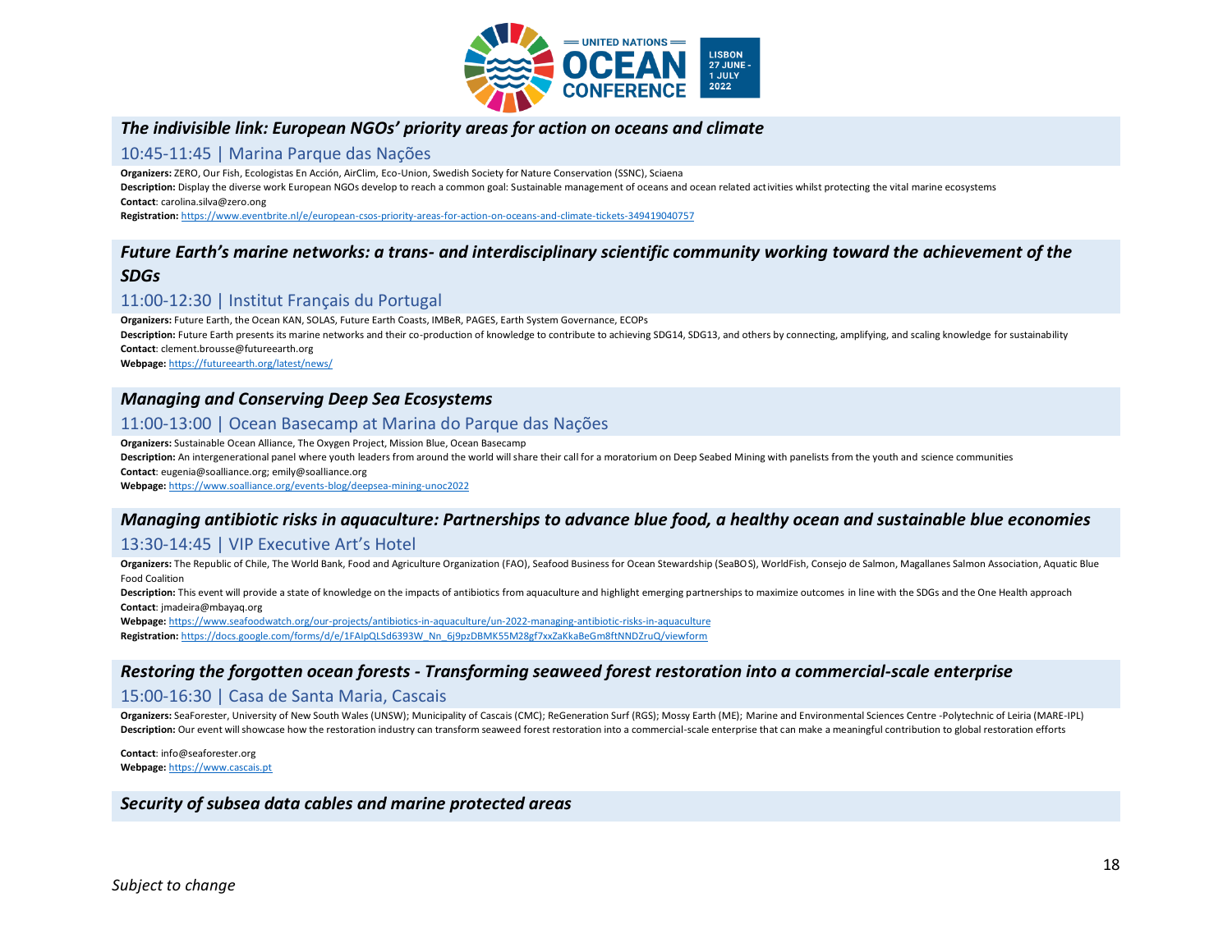### *The indivisible link: European NGOs' priority areas for action on oceans and climate*

10:45-11:45 | Marina Parque das Nações

**Organizers:** ZERO, Our Fish, Ecologistas En Acción, AirClim, Eco-Union, Swedish Society for Nature Conservation (SSNC), Sciaena

**Description:** Display the diverse work European NGOs develop to reach a common goal: Sustainable management of oceans and ocean related activities whilst protecting the vital marine ecosystems

**Contact**: carolina.silva@zero.ong

**Registration:** https://www.eventbrite.nl/e/european-csos-priority-areas-for-action-on-oceans-and-climate-tickets-349419040757

### *Future Earth's marine networks: a trans- and interdisciplinary scientific community working toward the achievement of the SDGs*

11:00-12:30 | Institut Français du Portugal

**Organizers:** Future Earth, the Ocean KAN, SOLAS, Future Earth Coasts, IMBeR, PAGES, Earth System Governance, ECOPs

**Description:** Future Earth presents its marine networks and their co-production of knowledge to contribute to achieving SDG14, SDG13, and others by connecting, amplifying, and scaling knowledge for sustainability

**Contact**: clement.brousse@futureearth.org

**Webpage:** https://futureearth.org/latest/news/

### *Managing and Conserving Deep Sea Ecosystems*

11:00-13:00 | Ocean Basecamp at Marina do Parque das Nações

**Organizers:** Sustainable Ocean Alliance, The Oxygen Project, Mission Blue, Ocean Basecamp

**Description:** An intergenerational panel where youth leaders from around the world will share their call for a moratorium on Deep Seabed Mining with panelists from the youth and science communities

**Contact**: eugenia@soalliance.org; emily@soalliance.org

**Webpage:** https://www.soalliance.org/events-blog/deepsea-mining-unoc2022

### *Managing antibiotic risks in aquaculture: Partnerships to advance blue food, a healthy ocean and sustainable blue economies*

13:30-14:45 | VIP Executive Art's Hotel

**Organizers:** The Republic of Chile, The World Bank, Food and Agriculture Organization (FAO), Seafood Business for Ocean Stewardship (SeaBOS), WorldFish, Consejo de Salmon, Magallanes Salmon Association, Aquatic Blue Food Coalition

**Description:** This event will provide a state of knowledge on the impacts of antibiotics from aquaculture and highlight emerging partnerships to maximize outcomes in line with the SDGs and the One Health approach

**Contact**: jmadeira@mbayaq.org

**Webpage:** https://www.seafoodwatch.org/our-projects/antibiotics-in-aquaculture/un-2022-managing-antibiotic-risks-in-aquaculture

**Registration:** https://docs.google.com/forms/d/e/1FAIpQLSd6393W_Nn_6j9pzDBMK55M28gf7xxZaKkaBeGm8ftNNDZruQ/viewform

### *Restoring the forgotten ocean forests - Transforming seaweed forest restoration into a commercial-scale enterprise*

15:00-16:30 | Casa de Santa Maria, Cascais

**Organizers:** SeaForester, University of New South Wales (UNSW); Municipality of Cascais (CMC); ReGeneration Surf (RGS); Mossy Earth (ME); Marine and Environmental Sciences Centre -Polytechnic of Leiria (MARE-IPL)

**Description:** Our event will showcase how the restoration industry can transform seaweed forest restoration into a commercial-scale enterprise that can make a meaningful contribution to global restoration efforts

**Contact**: info@seaforester.org

**Webpage:** https://www.cascais.pt

### *Security of subsea data cables and marine protected areas*

*Subject to change*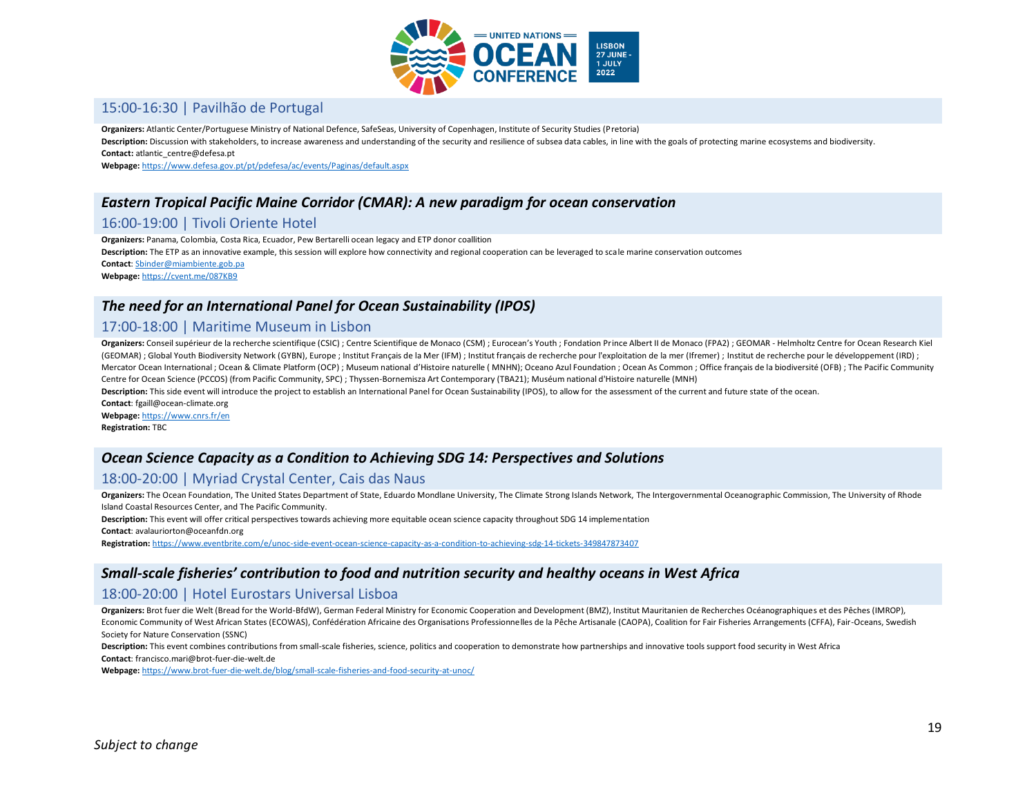### 15:00-16:30 | Pavilhão de Portugal

**Organizers:** Atlantic Center/Portuguese Ministry of National Defence, SafeSeas, University of Copenhagen, Institute of Security Studies (Pretoria)

**Description:** Discussion with stakeholders, to increase awareness and understanding of the security and resilience of subsea data cables, in line with the goals of protecting marine ecosystems and biodiversity.

**Contact:** atlantic_centre@defesa.pt

**Webpage:** https://www.defesa.gov.pt/pt/pdefesa/ac/events/Paginas/default.aspx

## *Eastern Tropical Pacific Maine Corridor (CMAR): A new paradigm for ocean conservation*

### 16:00-19:00 | Tivoli Oriente Hotel

**Organizers:** Panama, Colombia, Costa Rica, Ecuador, Pew Bertarelli ocean legacy and ETP donor coallition

**Description:** The ETP as an innovative example, this session will explore how connectivity and regional cooperation can be leveraged to scale marine conservation outcomes

**Contact**: Sbinder@miambiente.gob.pa

**Webpage:** https://cvent.me/087KB9

## *The need for an International Panel for Ocean Sustainability (IPOS)*

### 17:00-18:00 | Maritime Museum in Lisbon

**Organizers:** Conseil supérieur de la recherche scientifique (CSIC) ; Centre Scientifique de Monaco (CSM) ; Eurocean's Youth ; Fondation Prince Albert II de Monaco (FPA2) ; GEOMAR - Helmholtz Centre for Ocean Research Kiel (GEOMAR) ; Global Youth Biodiversity Network (GYBN), Europe ; Institut Français de la Mer (IFM) ; Institut français de recherche pour l'exploitation de la mer (Ifremer) ; Institut de recherche pour le développement (IRD) ; Mercator Ocean International ; Ocean & Climate Platform (OCP) ; Museum national d'Histoire naturelle ( MNHN); Oceano Azul Foundation ; Ocean As Common ; Office français de la biodiversité (OFB) ; The Pacific Community Centre for Ocean Science (PCCOS) (from Pacific Community, SPC) ; Thyssen-Bornemisza Art Contemporary (TBA21); Muséum national d'Histoire naturelle (MNH)

**Description:** This side event will introduce the project to establish an International Panel for Ocean Sustainability (IPOS), to allow for the assessment of the current and future state of the ocean.

**Contact**: fgaill@ocean-climate.org

**Webpage:** https://www.cnrs.fr/en

**Registration:** TBC

## *Ocean Science Capacity as a Condition to Achieving SDG 14: Perspectives and Solutions*

### 18:00-20:00 | Myriad Crystal Center, Cais das Naus

**Organizers:** The Ocean Foundation, The United States Department of State, Eduardo Mondlane University, The Climate Strong Islands Network, The Intergovernmental Oceanographic Commission, The University of Rhode Island Coastal Resources Center, and The Pacific Community.

**Description:** This event will offer critical perspectives towards achieving more equitable ocean science capacity throughout SDG 14 implementation

**Contact**: avalauriorton@oceanfdn.org

**Registration:** https://www.eventbrite.com/e/unoc-side-event-ocean-science-capacity-as-a-condition-to-achieving-sdg-14-tickets-349847873407

## *Small-scale fisheries' contribution to food and nutrition security and healthy oceans in West Africa*

### 18:00-20:00 | Hotel Eurostars Universal Lisboa

**Organizers:** Brot fuer die Welt (Bread for the World-BfdW), German Federal Ministry for Economic Cooperation and Development (BMZ), Institut Mauritanien de Recherches Océanographiques et des Pêches (IMROP), Economic Community of West African States (ECOWAS), Confédération Africaine des Organisations Professionnelles de la Pêche Artisanale (CAOPA), Coalition for Fair Fisheries Arrangements (CFFA), Fair-Oceans, Swedish Society for Nature Conservation (SSNC)

**Description:** This event combines contributions from small-scale fisheries, science, politics and cooperation to demonstrate how partnerships and innovative tools support food security in West Africa

**Contact**: francisco.mari@brot-fuer-die-welt.de

**Webpage:** https://www.brot-fuer-die-welt.de/blog/small-scale-fisheries-and-food-security-at-unoc/

*Subject to change*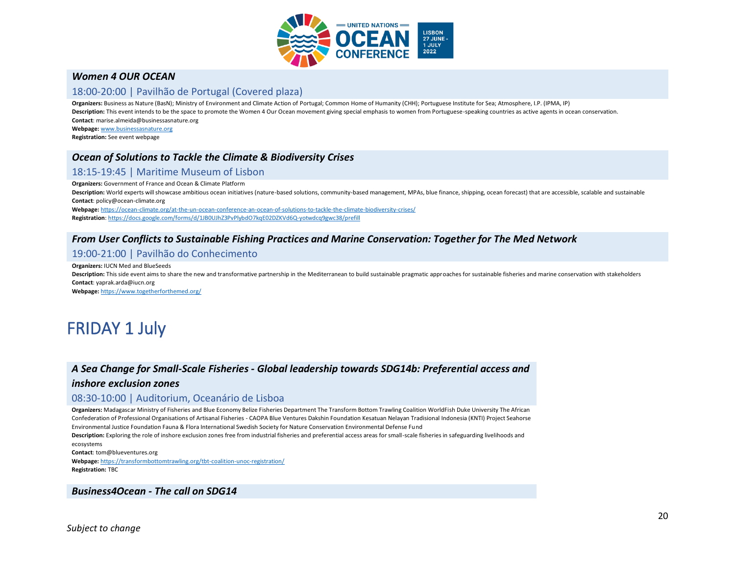### *Women 4 OUR OCEAN*

18:00-20:00 | Pavilhão de Portugal (Covered plaza)

**Organizers:** Business as Nature (BasN); Ministry of Environment and Climate Action of Portugal; Common Home of Humanity (CHH); Portuguese Institute for Sea; Atmosphere, I.P. (IPMA, IP)
**Description:** This event intends to be the space to promote the Women 4 Our Ocean movement giving special emphasis to women from Portuguese-speaking countries as active agents in ocean conservation.
**Contact**: marise.almeida@businessasnature.org
**Webpage:** www.businessasnature.org
**Registration:** See event webpage

### *Ocean of Solutions to Tackle the Climate & Biodiversity Crises*

18:15-19:45 | Maritime Museum of Lisbon

**Organizers:** Government of France and Ocean & Climate Platform
**Description:** World experts will showcase ambitious ocean initiatives (nature-based solutions, community-based management, MPAs, blue finance, shipping, ocean forecast) that are accessible, scalable and sustainable
**Contact**: policy@ocean-climate.org
**Webpage:** https://ocean-climate.org/at-the-un-ocean-conference-an-ocean-of-solutions-to-tackle-the-climate-biodiversity-crises/
**Registration**: https://docs.google.com/forms/d/1JB0UJhZ3PvPlybdO7kqE02DZKVd6Q-yotwdcq9gwc38/prefill

### *From User Conflicts to Sustainable Fishing Practices and Marine Conservation: Together for The Med Network*

19:00-21:00 | Pavilhão do Conhecimento

**Organizers:** IUCN Med and BlueSeeds
**Description:** This side event aims to share the new and transformative partnership in the Mediterranean to build sustainable pragmatic approaches for sustainable fisheries and marine conservation with stakeholders
**Contact**: yaprak.arda@iucn.org
**Webpage:** https://www.togetherforthemed.org/

# FRIDAY 1 July

### *A Sea Change for Small-Scale Fisheries - Global leadership towards SDG14b: Preferential access and inshore exclusion zones*

08:30-10:00 | Auditorium, Oceanário de Lisboa

**Organizers:** Madagascar Ministry of Fisheries and Blue Economy Belize Fisheries Department The Transform Bottom Trawling Coalition WorldFish Duke University The African Confederation of Professional Organisations of Artisanal Fisheries - CAOPA Blue Ventures Dakshin Foundation Kesatuan Nelayan Tradisional Indonesia (KNTI) Project Seahorse Environmental Justice Foundation Fauna & Flora International Swedish Society for Nature Conservation Environmental Defense Fund
**Description:** Exploring the role of inshore exclusion zones free from industrial fisheries and preferential access areas for small-scale fisheries in safeguarding livelihoods and ecosystems
**Contact**: tom@blueventures.org
**Webpage:** https://transformbottomtrawling.org/tbt-coalition-unoc-registration/
**Registration:** TBC

### *Business4Ocean - The call on SDG14*

*Subject to change*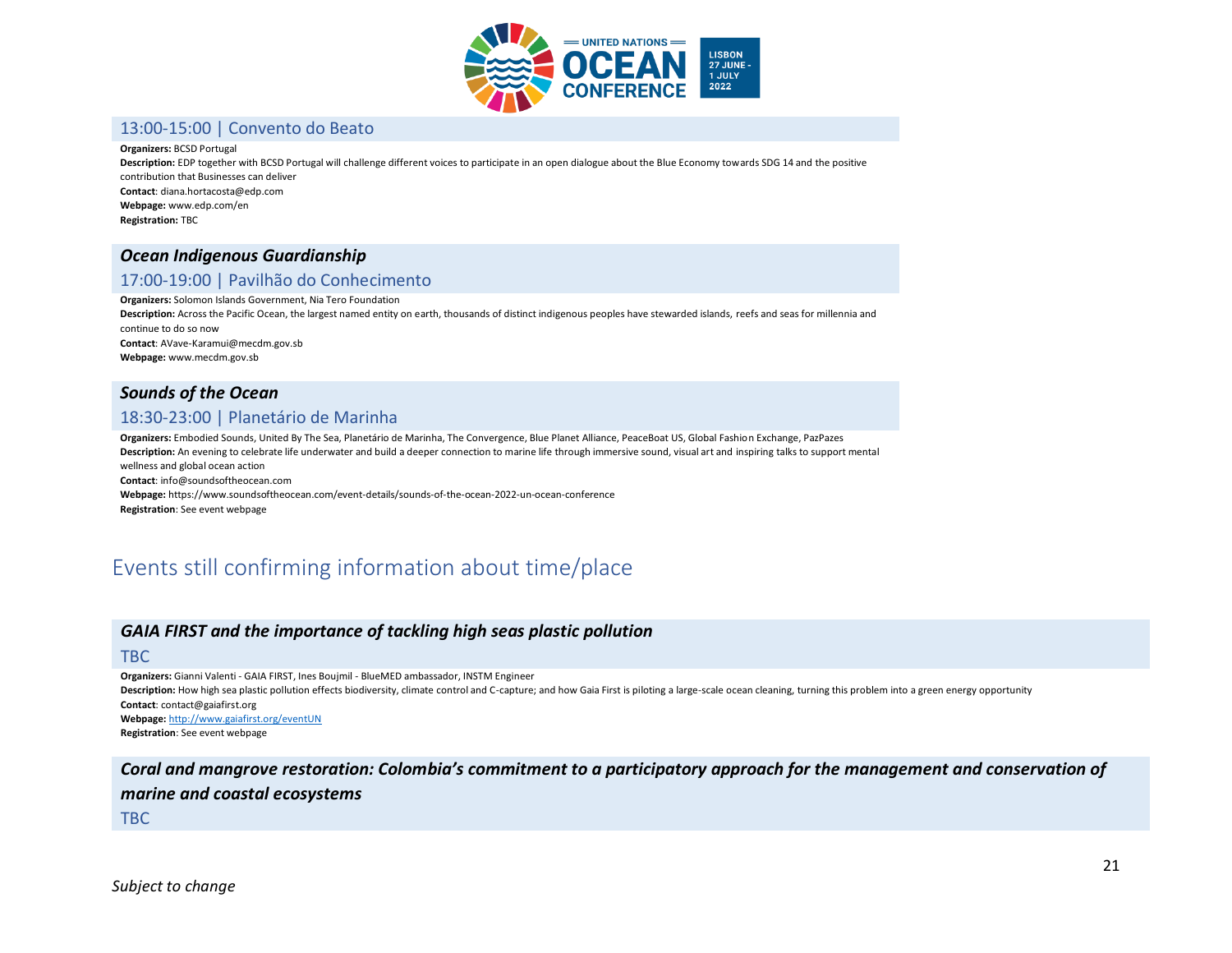### 13:00-15:00 | Convento do Beato

**Organizers:** BCSD Portugal
**Description:** EDP together with BCSD Portugal will challenge different voices to participate in an open dialogue about the Blue Economy towards SDG 14 and the positive contribution that Businesses can deliver
**Contact**: diana.hortacosta@edp.com
**Webpage:** www.edp.com/en
**Registration:** TBC

## *Ocean Indigenous Guardianship*

### 17:00-19:00 | Pavilhão do Conhecimento

**Organizers:** Solomon Islands Government, Nia Tero Foundation
**Description:** Across the Pacific Ocean, the largest named entity on earth, thousands of distinct indigenous peoples have stewarded islands, reefs and seas for millennia and continue to do so now
**Contact**: AVave-Karamui@mecdm.gov.sb
**Webpage:** www.mecdm.gov.sb

## *Sounds of the Ocean*

### 18:30-23:00 | Planetário de Marinha

**Organizers:** Embodied Sounds, United By The Sea, Planetário de Marinha, The Convergence, Blue Planet Alliance, PeaceBoat US, Global Fashion Exchange, PazPazes
**Description:** An evening to celebrate life underwater and build a deeper connection to marine life through immersive sound, visual art and inspiring talks to support mental wellness and global ocean action
**Contact**: info@soundsoftheocean.com
**Webpage:** https://www.soundsoftheocean.com/event-details/sounds-of-the-ocean-2022-un-ocean-conference
**Registration**: See event webpage

# Events still confirming information about time/place

## *GAIA FIRST and the importance of tackling high seas plastic pollution*

### TBC

**Organizers:** Gianni Valenti - GAIA FIRST, Ines Boujmil - BlueMED ambassador, INSTM Engineer
**Description:** How high sea plastic pollution effects biodiversity, climate control and C-capture; and how Gaia First is piloting a large-scale ocean cleaning, turning this problem into a green energy opportunity
**Contact**: contact@gaiafirst.org
**Webpage:** http://www.gaiafirst.org/eventUN
**Registration**: See event webpage

## *Coral and mangrove restoration: Colombia's commitment to a participatory approach for the management and conservation of marine and coastal ecosystems*

### TBC

*Subject to change*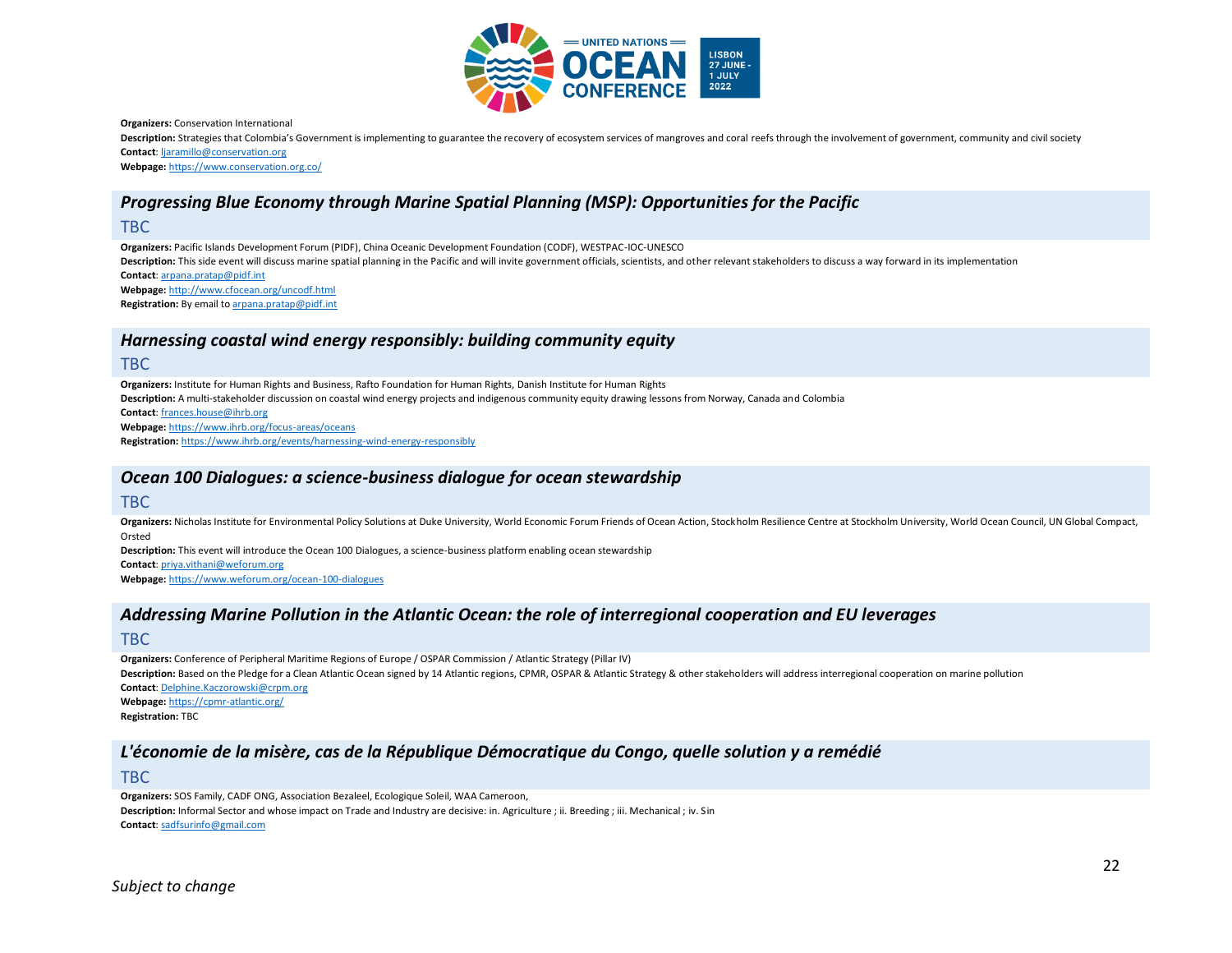**Organizers:** Conservation International

**Description:** Strategies that Colombia's Government is implementing to guarantee the recovery of ecosystem services of mangroves and coral reefs through the involvement of government, community and civil society

**Contact**: ljaramillo@conservation.org

**Webpage:** https://www.conservation.org.co/

## *Progressing Blue Economy through Marine Spatial Planning (MSP): Opportunities for the Pacific*

TBC

**Organizers:** Pacific Islands Development Forum (PIDF), China Oceanic Development Foundation (CODF), WESTPAC-IOC-UNESCO

**Description:** This side event will discuss marine spatial planning in the Pacific and will invite government officials, scientists, and other relevant stakeholders to discuss a way forward in its implementation

**Contact**: arpana.pratap@pidf.int

**Webpage:** http://www.cfocean.org/uncodf.html

**Registration:** By email to arpana.pratap@pidf.int

## *Harnessing coastal wind energy responsibly: building community equity*

TBC

**Organizers:** Institute for Human Rights and Business, Rafto Foundation for Human Rights, Danish Institute for Human Rights

**Description:** A multi-stakeholder discussion on coastal wind energy projects and indigenous community equity drawing lessons from Norway, Canada and Colombia

**Contact**: frances.house@ihrb.org

**Webpage:** https://www.ihrb.org/focus-areas/oceans

**Registration:** https://www.ihrb.org/events/harnessing-wind-energy-responsibly

## *Ocean 100 Dialogues: a science-business dialogue for ocean stewardship*

TBC

**Organizers:** Nicholas Institute for Environmental Policy Solutions at Duke University, World Economic Forum Friends of Ocean Action, Stockholm Resilience Centre at Stockholm University, World Ocean Council, UN Global Compact, Orsted

**Description:** This event will introduce the Ocean 100 Dialogues, a science-business platform enabling ocean stewardship

**Contact**: priya.vithani@weforum.org

**Webpage:** https://www.weforum.org/ocean-100-dialogues

## *Addressing Marine Pollution in the Atlantic Ocean: the role of interregional cooperation and EU leverages*

TBC

**Organizers:** Conference of Peripheral Maritime Regions of Europe / OSPAR Commission / Atlantic Strategy (Pillar IV)

**Description:** Based on the Pledge for a Clean Atlantic Ocean signed by 14 Atlantic regions, CPMR, OSPAR & Atlantic Strategy & other stakeholders will address interregional cooperation on marine pollution

**Contact**: Delphine.Kaczorowski@crpm.org

**Webpage:** https://cpmr-atlantic.org/

**Registration:** TBC

## *L'économie de la misère, cas de la République Démocratique du Congo, quelle solution y a remédié*

TBC

**Organizers:** SOS Family, CADF ONG, Association Bezaleel, Ecologique Soleil, WAA Cameroon,

**Description:** Informal Sector and whose impact on Trade and Industry are decisive: in. Agriculture ; ii. Breeding ; iii. Mechanical ; iv. Sin

**Contact**: sadfsurinfo@gmail.com

*Subject to change*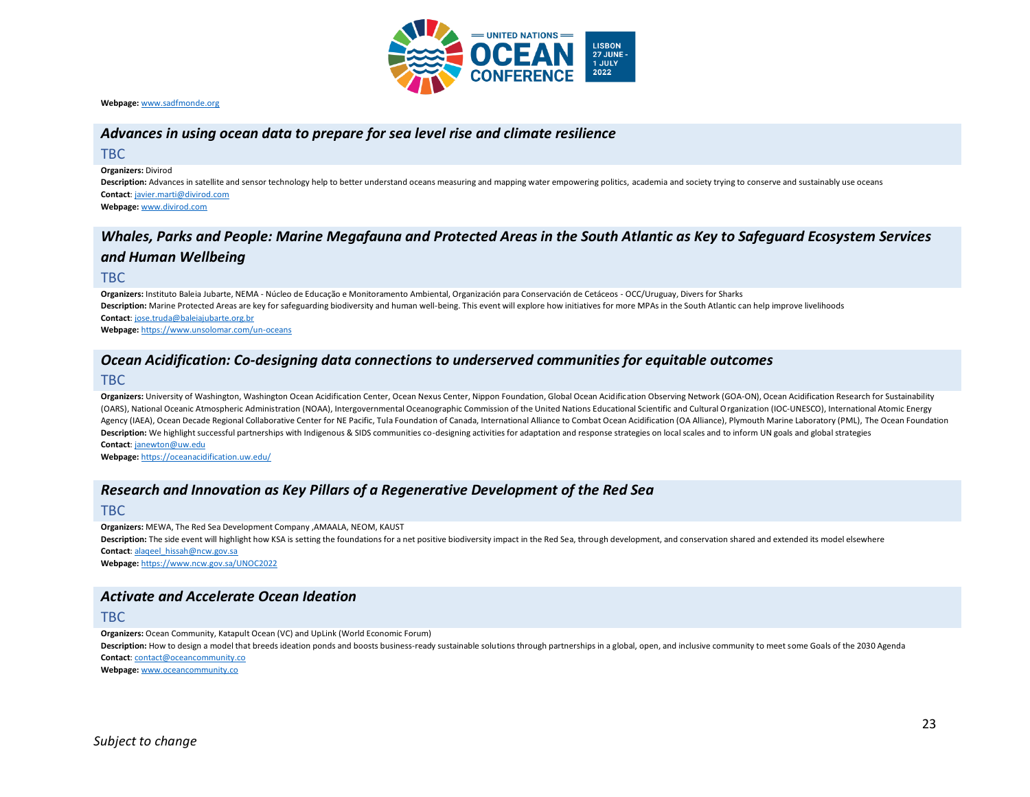**Webpage:** www.sadfmonde.org

## *Advances in using ocean data to prepare for sea level rise and climate resilience*

TBC

**Organizers:** Divirod

**Description:** Advances in satellite and sensor technology help to better understand oceans measuring and mapping water empowering politics, academia and society trying to conserve and sustainably use oceans

**Contact**: javier.marti@divirod.com

**Webpage:** www.divirod.com

## *Whales, Parks and People: Marine Megafauna and Protected Areas in the South Atlantic as Key to Safeguard Ecosystem Services and Human Wellbeing*

TBC

**Organizers:** Instituto Baleia Jubarte, NEMA - Núcleo de Educação e Monitoramento Ambiental, Organización para Conservación de Cetáceos - OCC/Uruguay, Divers for Sharks

**Description:** Marine Protected Areas are key for safeguarding biodiversity and human well-being. This event will explore how initiatives for more MPAs in the South Atlantic can help improve livelihoods

**Contact**: jose.truda@baleiajubarte.org.br

**Webpage:** https://www.unsolomar.com/un-oceans

## *Ocean Acidification: Co-designing data connections to underserved communities for equitable outcomes*

TBC

**Organizers:** University of Washington, Washington Ocean Acidification Center, Ocean Nexus Center, Nippon Foundation, Global Ocean Acidification Observing Network (GOA-ON), Ocean Acidification Research for Sustainability (OARS), National Oceanic Atmospheric Administration (NOAA), Intergovernmental Oceanographic Commission of the United Nations Educational Scientific and Cultural Organization (IOC-UNESCO), International Atomic Energy Agency (IAEA), Ocean Decade Regional Collaborative Center for NE Pacific, Tula Foundation of Canada, International Alliance to Combat Ocean Acidification (OA Alliance), Plymouth Marine Laboratory (PML), The Ocean Foundation

**Description:** We highlight successful partnerships with Indigenous & SIDS communities co-designing activities for adaptation and response strategies on local scales and to inform UN goals and global strategies

**Contact**: janewton@uw.edu

**Webpage:** https://oceanacidification.uw.edu/

## *Research and Innovation as Key Pillars of a Regenerative Development of the Red Sea*

TBC

**Organizers:** MEWA, The Red Sea Development Company ,AMAALA, NEOM, KAUST

**Description:** The side event will highlight how KSA is setting the foundations for a net positive biodiversity impact in the Red Sea, through development, and conservation shared and extended its model elsewhere

**Contact**: alaqeel_hissah@ncw.gov.sa

**Webpage:** https://www.ncw.gov.sa/UNOC2022

## *Activate and Accelerate Ocean Ideation*

TBC

**Organizers:** Ocean Community, Katapult Ocean (VC) and UpLink (World Economic Forum)

**Description:** How to design a model that breeds ideation ponds and boosts business-ready sustainable solutions through partnerships in a global, open, and inclusive community to meet some Goals of the 2030 Agenda

**Contact**: contact@oceancommunity.co

**Webpage:** www.oceancommunity.co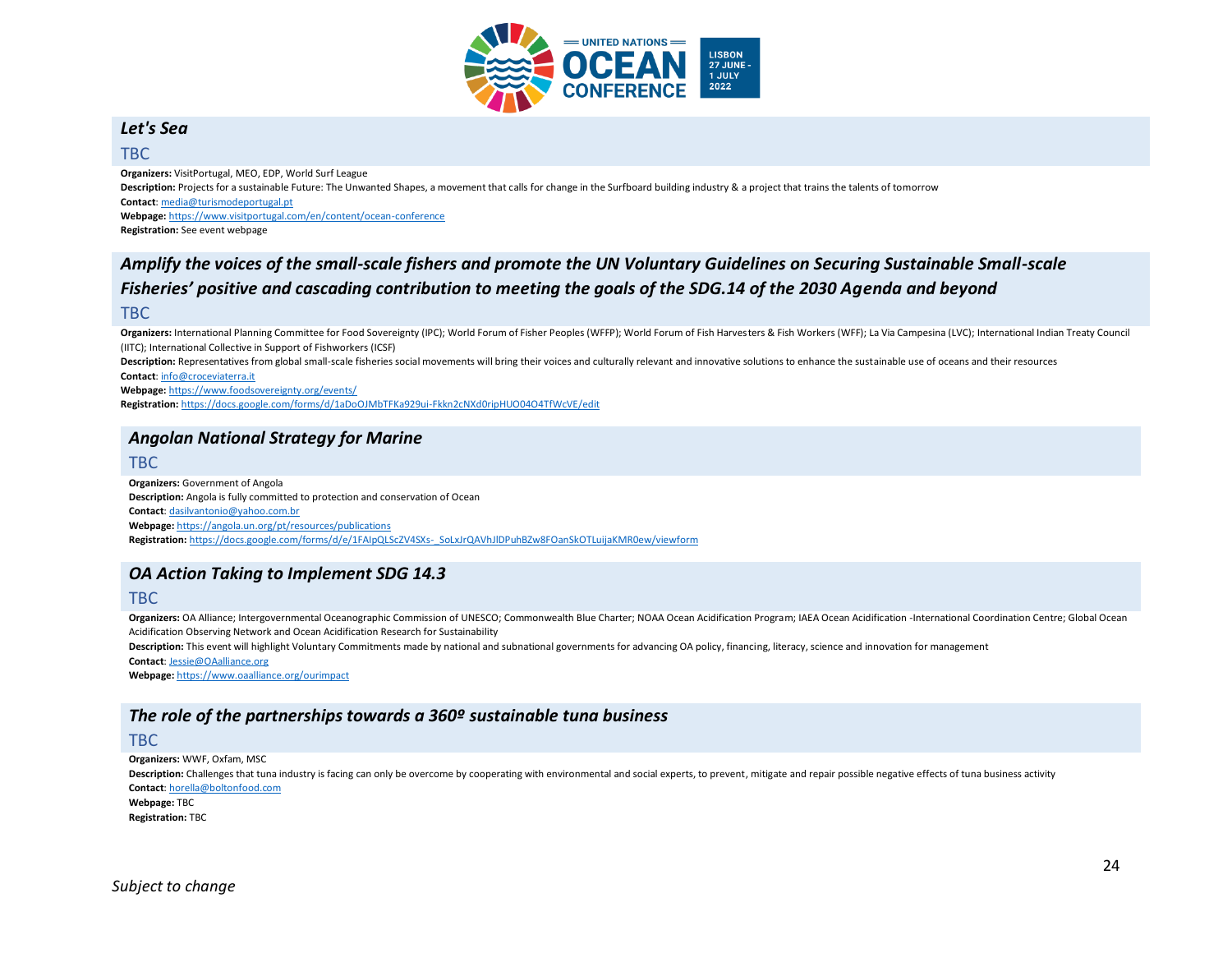## *Let's Sea*

TBC

**Organizers:** VisitPortugal, MEO, EDP, World Surf League

**Description:** Projects for a sustainable Future: The Unwanted Shapes, a movement that calls for change in the Surfboard building industry & a project that trains the talents of tomorrow

**Contact**: media@turismodeportugal.pt

**Webpage:** https://www.visitportugal.com/en/content/ocean-conference

**Registration:** See event webpage

## *Amplify the voices of the small-scale fishers and promote the UN Voluntary Guidelines on Securing Sustainable Small-scale Fisheries' positive and cascading contribution to meeting the goals of the SDG.14 of the 2030 Agenda and beyond*

TBC

**Organizers:** International Planning Committee for Food Sovereignty (IPC); World Forum of Fisher Peoples (WFFP); World Forum of Fish Harvesters & Fish Workers (WFF); La Via Campesina (LVC); International Indian Treaty Council (IITC); International Collective in Support of Fishworkers (ICSF)

**Description:** Representatives from global small-scale fisheries social movements will bring their voices and culturally relevant and innovative solutions to enhance the sustainable use of oceans and their resources

**Contact**: info@croceviaterra.it

**Webpage:** https://www.foodsovereignty.org/events/

**Registration:** https://docs.google.com/forms/d/1aDoOJMbTFKa929ui-Fkkn2cNXd0ripHUO04O4TfWcVE/edit

## *Angolan National Strategy for Marine*

TBC

**Organizers:** Government of Angola

**Description:** Angola is fully committed to protection and conservation of Ocean

**Contact**: dasilvantonio@yahoo.com.br

**Webpage:** https://angola.un.org/pt/resources/publications

**Registration:** https://docs.google.com/forms/d/e/1FAIpQLScZV4SXs-_SoLxJrQAVhJlDPuhBZw8FOanSkOTLuijaKMR0ew/viewform

## *OA Action Taking to Implement SDG 14.3*

TBC

**Organizers:** OA Alliance; Intergovernmental Oceanographic Commission of UNESCO; Commonwealth Blue Charter; NOAA Ocean Acidification Program; IAEA Ocean Acidification -International Coordination Centre; Global Ocean Acidification Observing Network and Ocean Acidification Research for Sustainability

**Description:** This event will highlight Voluntary Commitments made by national and subnational governments for advancing OA policy, financing, literacy, science and innovation for management

**Contact**: Jessie@OAalliance.org

**Webpage:** https://www.oaalliance.org/ourimpact

## *The role of the partnerships towards a 360º sustainable tuna business*

TBC

**Organizers:** WWF, Oxfam, MSC

**Description:** Challenges that tuna industry is facing can only be overcome by cooperating with environmental and social experts, to prevent, mitigate and repair possible negative effects of tuna business activity

**Contact**: horella@boltonfood.com

**Webpage:** TBC

**Registration:** TBC

*Subject to change*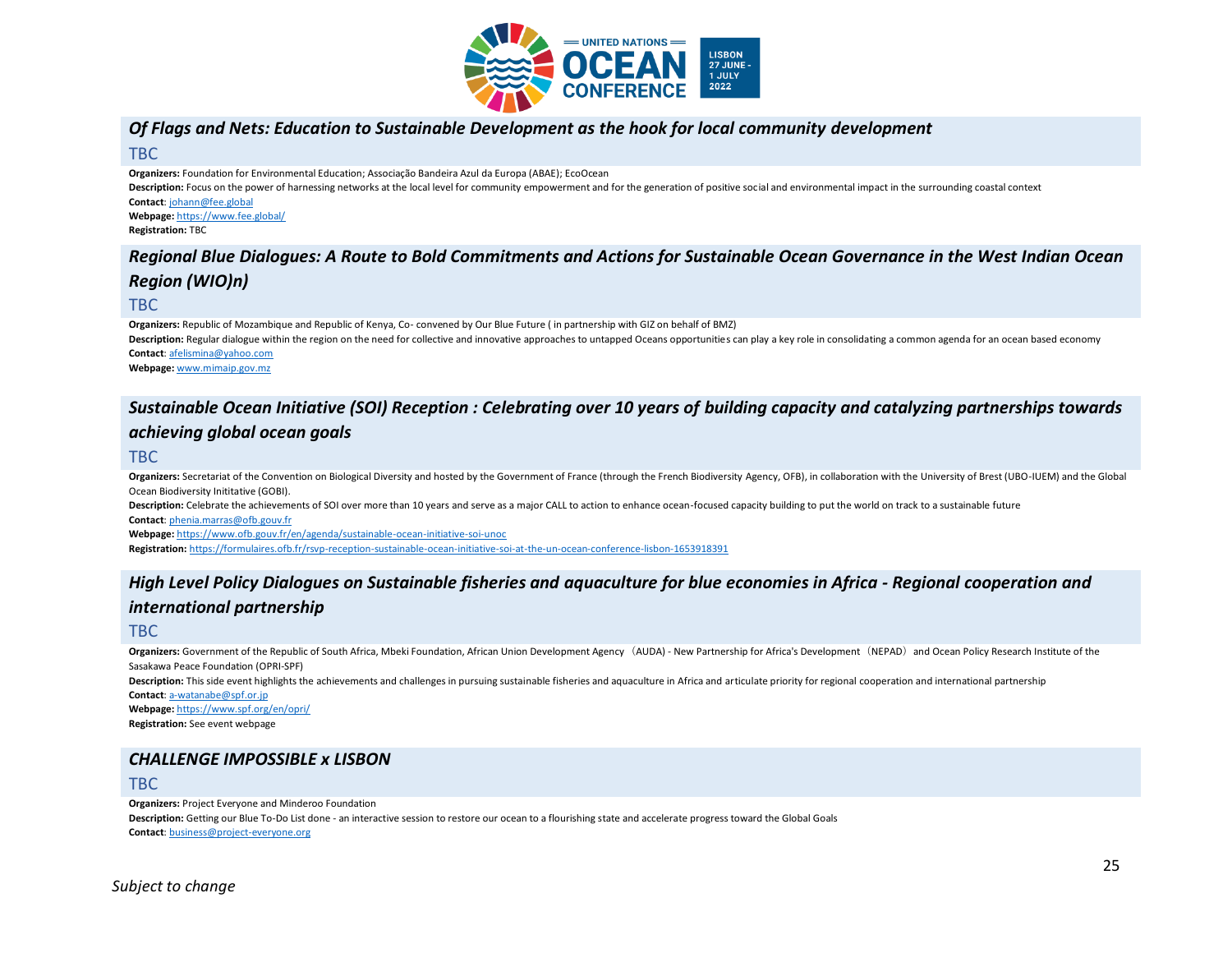## *Of Flags and Nets: Education to Sustainable Development as the hook for local community development*

TBC

**Organizers:** Foundation for Environmental Education; Associação Bandeira Azul da Europa (ABAE); EcoOcean

**Description:** Focus on the power of harnessing networks at the local level for community empowerment and for the generation of positive social and environmental impact in the surrounding coastal context

**Contact**: johann@fee.global

**Webpage:** https://www.fee.global/

**Registration:** TBC

## *Regional Blue Dialogues: A Route to Bold Commitments and Actions for Sustainable Ocean Governance in the West Indian Ocean Region (WIO)n)*

TBC

**Organizers:** Republic of Mozambique and Republic of Kenya, Co- convened by Our Blue Future ( in partnership with GIZ on behalf of BMZ)

**Description:** Regular dialogue within the region on the need for collective and innovative approaches to untapped Oceans opportunities can play a key role in consolidating a common agenda for an ocean based economy

**Contact**: afelismina@yahoo.com

**Webpage:** www.mimaip.gov.mz

## *Sustainable Ocean Initiative (SOI) Reception : Celebrating over 10 years of building capacity and catalyzing partnerships towards achieving global ocean goals*

TBC

**Organizers:** Secretariat of the Convention on Biological Diversity and hosted by the Government of France (through the French Biodiversity Agency, OFB), in collaboration with the University of Brest (UBO-IUEM) and the Global Ocean Biodiversity Inititative (GOBI).

**Description:** Celebrate the achievements of SOI over more than 10 years and serve as a major CALL to action to enhance ocean-focused capacity building to put the world on track to a sustainable future

**Contact**: phenia.marras@ofb.gouv.fr

**Webpage:** https://www.ofb.gouv.fr/en/agenda/sustainable-ocean-initiative-soi-unoc

**Registration:** https://formulaires.ofb.fr/rsvp-reception-sustainable-ocean-initiative-soi-at-the-un-ocean-conference-lisbon-1653918391

## *High Level Policy Dialogues on Sustainable fisheries and aquaculture for blue economies in Africa - Regional cooperation and international partnership*

TBC

**Organizers:** Government of the Republic of South Africa, Mbeki Foundation, African Union Development Agency （AUDA) - New Partnership for Africa's Development（NEPAD）and Ocean Policy Research Institute of the Sasakawa Peace Foundation (OPRI-SPF)

**Description:** This side event highlights the achievements and challenges in pursuing sustainable fisheries and aquaculture in Africa and articulate priority for regional cooperation and international partnership

**Contact**: a-watanabe@spf.or.jp

**Webpage:** https://www.spf.org/en/opri/

**Registration:** See event webpage

## *CHALLENGE IMPOSSIBLE x LISBON*

TBC

**Organizers:** Project Everyone and Minderoo Foundation

**Description:** Getting our Blue To-Do List done - an interactive session to restore our ocean to a flourishing state and accelerate progress toward the Global Goals

**Contact**: business@project-everyone.org

*Subject to change*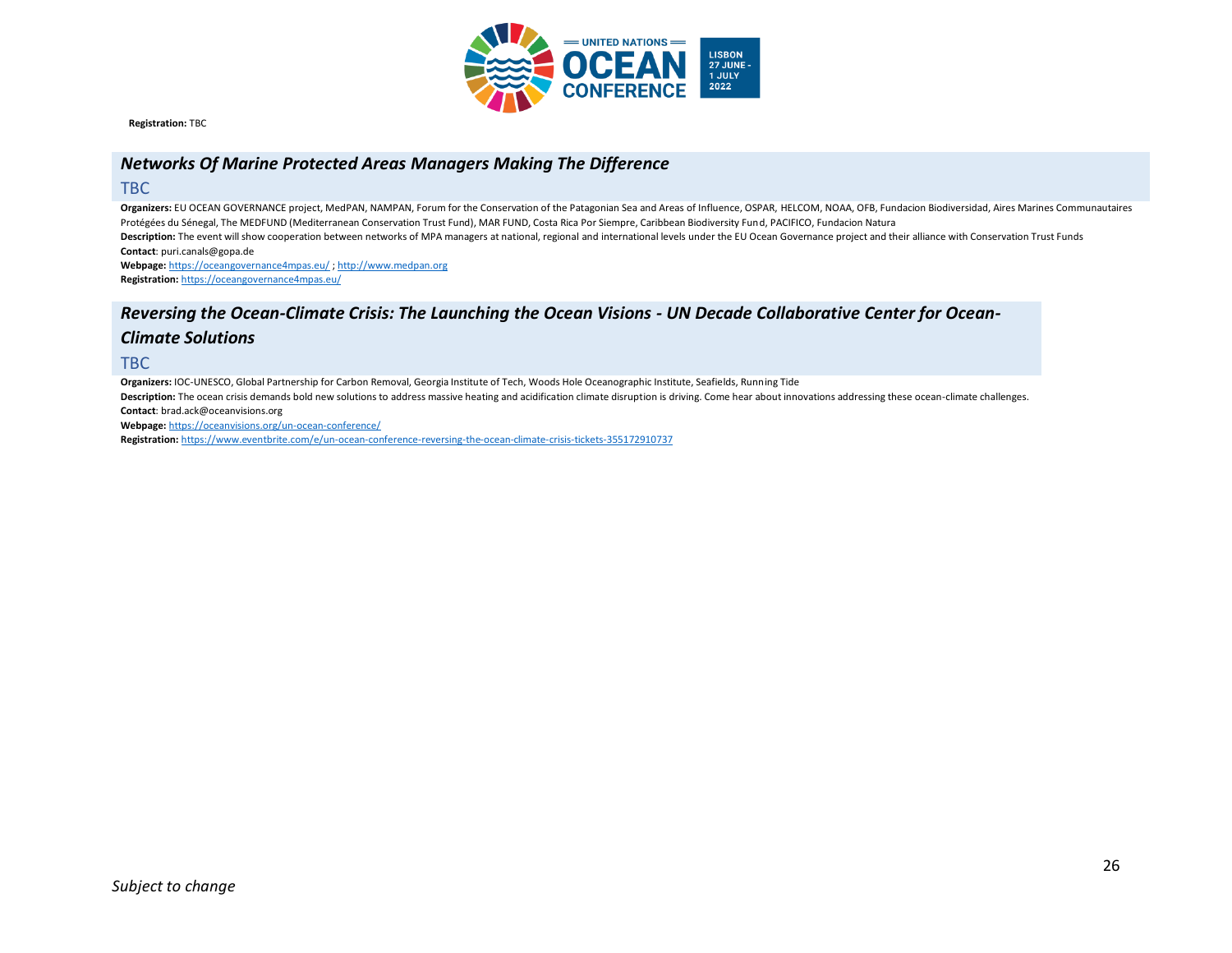**Registration:** TBC

### *Networks Of Marine Protected Areas Managers Making The Difference*

TBC

**Organizers:** EU OCEAN GOVERNANCE project, MedPAN, NAMPAN, Forum for the Conservation of the Patagonian Sea and Areas of Influence, OSPAR, HELCOM, NOAA, OFB, Fundacion Biodiversidad, Aires Marines Communautaires Protégées du Sénegal, The MEDFUND (Mediterranean Conservation Trust Fund), MAR FUND, Costa Rica Por Siempre, Caribbean Biodiversity Fund, PACIFICO, Fundacion Natura

**Description:** The event will show cooperation between networks of MPA managers at national, regional and international levels under the EU Ocean Governance project and their alliance with Conservation Trust Funds

**Contact**: puri.canals@gopa.de

**Webpage:** https://oceangovernance4mpas.eu/ ; http://www.medpan.org

**Registration:** https://oceangovernance4mpas.eu/

### *Reversing the Ocean-Climate Crisis: The Launching the Ocean Visions - UN Decade Collaborative Center for Ocean-Climate Solutions*

TBC

**Organizers:** IOC-UNESCO, Global Partnership for Carbon Removal, Georgia Institute of Tech, Woods Hole Oceanographic Institute, Seafields, Running Tide

**Description:** The ocean crisis demands bold new solutions to address massive heating and acidification climate disruption is driving. Come hear about innovations addressing these ocean-climate challenges.

**Contact**: brad.ack@oceanvisions.org

**Webpage:** https://oceanvisions.org/un-ocean-conference/

**Registration:** https://www.eventbrite.com/e/un-ocean-conference-reversing-the-ocean-climate-crisis-tickets-355172910737

*Subject to change*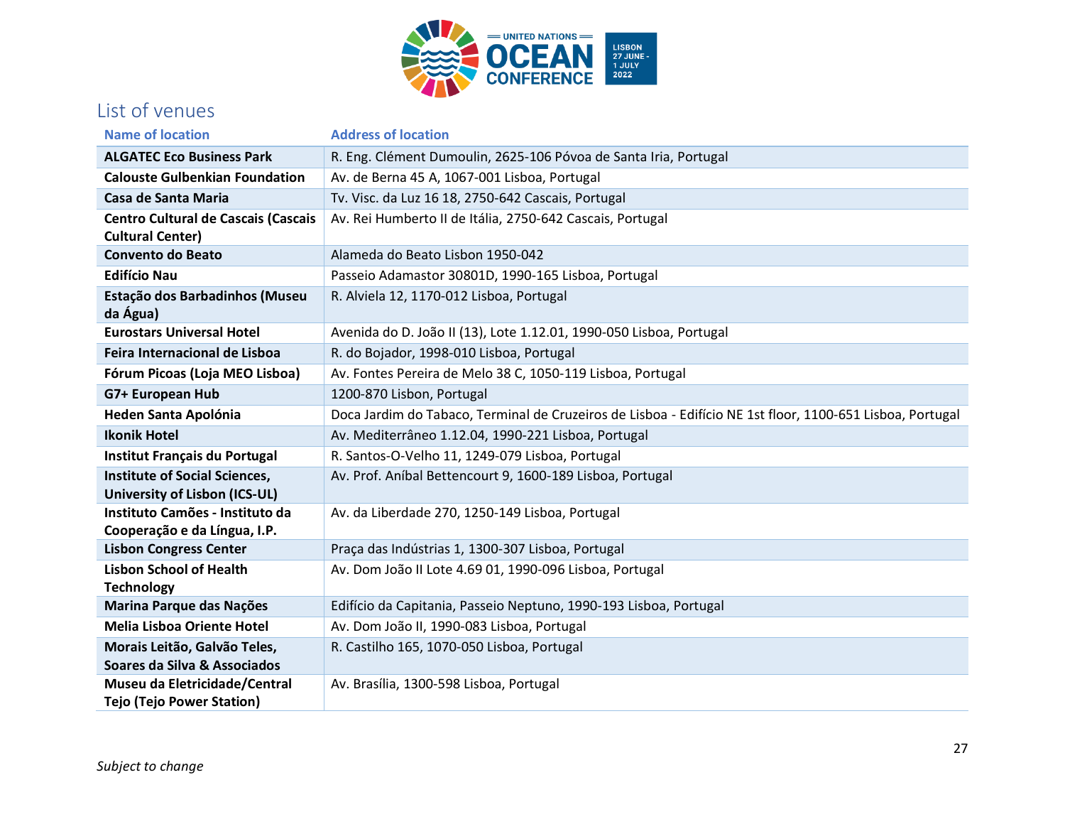## List of venues

| Name of location | Address of location |
|---|---|
| **ALGATEC Eco Business Park** | R. Eng. Clément Dumoulin, 2625-106 Póvoa de Santa Iria, Portugal |
| **Calouste Gulbenkian Foundation** | Av. de Berna 45 A, 1067-001 Lisboa, Portugal |
| **Casa de Santa Maria** | Tv. Visc. da Luz 16 18, 2750-642 Cascais, Portugal |
| **Centro Cultural de Cascais (Cascais Cultural Center)** | Av. Rei Humberto II de Itália, 2750-642 Cascais, Portugal |
| **Convento do Beato** | Alameda do Beato Lisbon 1950-042 |
| **Edifício Nau** | Passeio Adamastor 30801D, 1990-165 Lisboa, Portugal |
| **Estação dos Barbadinhos (Museu da Água)** | R. Alviela 12, 1170-012 Lisboa, Portugal |
| **Eurostars Universal Hotel** | Avenida do D. João II (13), Lote 1.12.01, 1990-050 Lisboa, Portugal |
| **Feira Internacional de Lisboa** | R. do Bojador, 1998-010 Lisboa, Portugal |
| **Fórum Picoas (Loja MEO Lisboa)** | Av. Fontes Pereira de Melo 38 C, 1050-119 Lisboa, Portugal |
| **G7+ European Hub** | 1200-870 Lisbon, Portugal |
| **Heden Santa Apolónia** | Doca Jardim do Tabaco, Terminal de Cruzeiros de Lisboa - Edifício NE 1st floor, 1100-651 Lisboa, Portugal |
| **Ikonik Hotel** | Av. Mediterrâneo 1.12.04, 1990-221 Lisboa, Portugal |
| **Institut Français du Portugal** | R. Santos-O-Velho 11, 1249-079 Lisboa, Portugal |
| **Institute of Social Sciences, University of Lisbon (ICS-UL)** | Av. Prof. Aníbal Bettencourt 9, 1600-189 Lisboa, Portugal |
| **Instituto Camões - Instituto da Cooperação e da Língua, I.P.** | Av. da Liberdade 270, 1250-149 Lisboa, Portugal |
| **Lisbon Congress Center** | Praça das Indústrias 1, 1300-307 Lisboa, Portugal |
| **Lisbon School of Health Technology** | Av. Dom João II Lote 4.69 01, 1990-096 Lisboa, Portugal |
| **Marina Parque das Nações** | Edifício da Capitania, Passeio Neptuno, 1990-193 Lisboa, Portugal |
| **Melia Lisboa Oriente Hotel** | Av. Dom João II, 1990-083 Lisboa, Portugal |
| **Morais Leitão, Galvão Teles, Soares da Silva & Associados** | R. Castilho 165, 1070-050 Lisboa, Portugal |
| **Museu da Eletricidade/Central Tejo (Tejo Power Station)** | Av. Brasília, 1300-598 Lisboa, Portugal |

*Subject to change*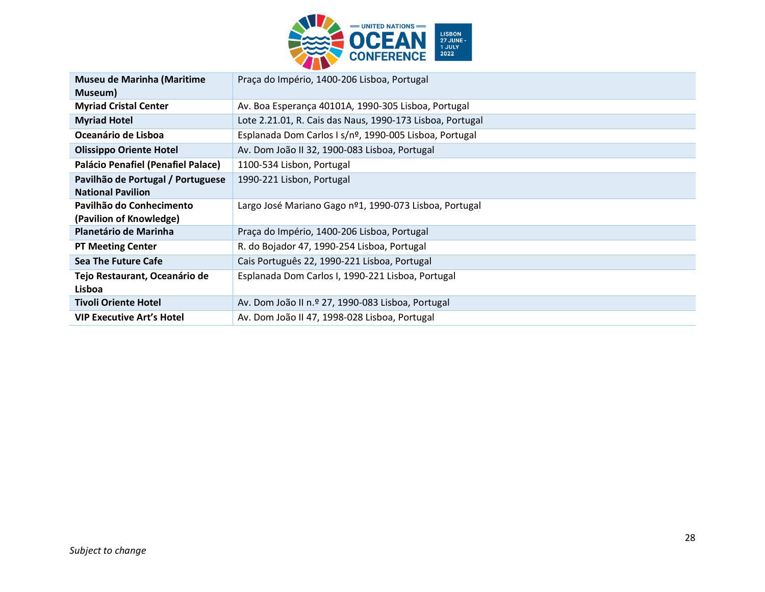| | |
|---|---|
| **Museu de Marinha (Maritime Museum)** | Praça do Império, 1400-206 Lisboa, Portugal |
| **Myriad Cristal Center** | Av. Boa Esperança 40101A, 1990-305 Lisboa, Portugal |
| **Myriad Hotel** | Lote 2.21.01, R. Cais das Naus, 1990-173 Lisboa, Portugal |
| **Oceanário de Lisboa** | Esplanada Dom Carlos I s/nº, 1990-005 Lisboa, Portugal |
| **Olissippo Oriente Hotel** | Av. Dom João II 32, 1900-083 Lisboa, Portugal |
| **Palácio Penafiel (Penafiel Palace)** | 1100-534 Lisbon, Portugal |
| **Pavilhão de Portugal / Portuguese National Pavilion** | 1990-221 Lisbon, Portugal |
| **Pavilhão do Conhecimento (Pavilion of Knowledge)** | Largo José Mariano Gago nº1, 1990-073 Lisboa, Portugal |
| **Planetário de Marinha** | Praça do Império, 1400-206 Lisboa, Portugal |
| **PT Meeting Center** | R. do Bojador 47, 1990-254 Lisboa, Portugal |
| **Sea The Future Cafe** | Cais Português 22, 1990-221 Lisboa, Portugal |
| **Tejo Restaurant, Oceanário de Lisboa** | Esplanada Dom Carlos I, 1990-221 Lisboa, Portugal |
| **Tivoli Oriente Hotel** | Av. Dom João II n.º 27, 1990-083 Lisboa, Portugal |
| **VIP Executive Art's Hotel** | Av. Dom João II 47, 1998-028 Lisboa, Portugal |

*Subject to change*